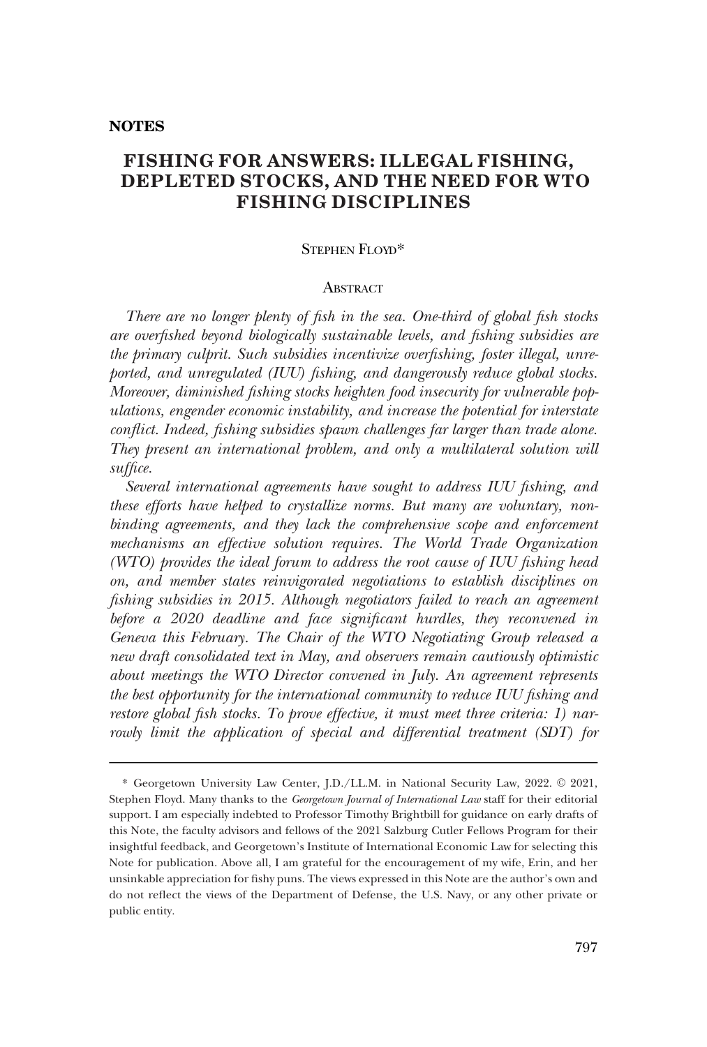**NOTES**

# FISHING FOR ANSWERS: ILLEGAL FISHING, DEPLETED STOCKS, AND THE NEED FOR WTO FISHING DISCIPLINES

STEPHEN FLOYD*

## ABSTRACT

*There are no longer plenty of fish in the sea. One-third of global fish stocks are overfished beyond biologically sustainable levels, and fishing subsidies are the primary culprit. Such subsidies incentivize overfishing, foster illegal, unreported, and unregulated (IUU) fishing, and dangerously reduce global stocks. Moreover, diminished fishing stocks heighten food insecurity for vulnerable populations, engender economic instability, and increase the potential for interstate conflict. Indeed, fishing subsidies spawn challenges far larger than trade alone. They present an international problem, and only a multilateral solution will suffice.*

*Several international agreements have sought to address IUU fishing, and these efforts have helped to crystallize norms. But many are voluntary, non-binding agreements, and they lack the comprehensive scope and enforcement mechanisms an effective solution requires. The World Trade Organization (WTO) provides the ideal forum to address the root cause of IUU fishing head on, and member states reinvigorated negotiations to establish disciplines on fishing subsidies in 2015. Although negotiators failed to reach an agreement before a 2020 deadline and face significant hurdles, they reconvened in Geneva this February. The Chair of the WTO Negotiating Group released a new draft consolidated text in May, and observers remain cautiously optimistic about meetings the WTO Director convened in July. An agreement represents the best opportunity for the international community to reduce IUU fishing and restore global fish stocks. To prove effective, it must meet three criteria: 1) narrowly limit the application of special and differential treatment (SDT) for*

---

\* Georgetown University Law Center, J.D./LL.M. in National Security Law, 2022. © 2021, Stephen Floyd. Many thanks to the *Georgetown Journal of International Law* staff for their editorial support. I am especially indebted to Professor Timothy Brightbill for guidance on early drafts of this Note, the faculty advisors and fellows of the 2021 Salzburg Cutler Fellows Program for their insightful feedback, and Georgetown's Institute of International Economic Law for selecting this Note for publication. Above all, I am grateful for the encouragement of my wife, Erin, and her unsinkable appreciation for fishy puns. The views expressed in this Note are the author's own and do not reflect the views of the Department of Defense, the U.S. Navy, or any other private or public entity.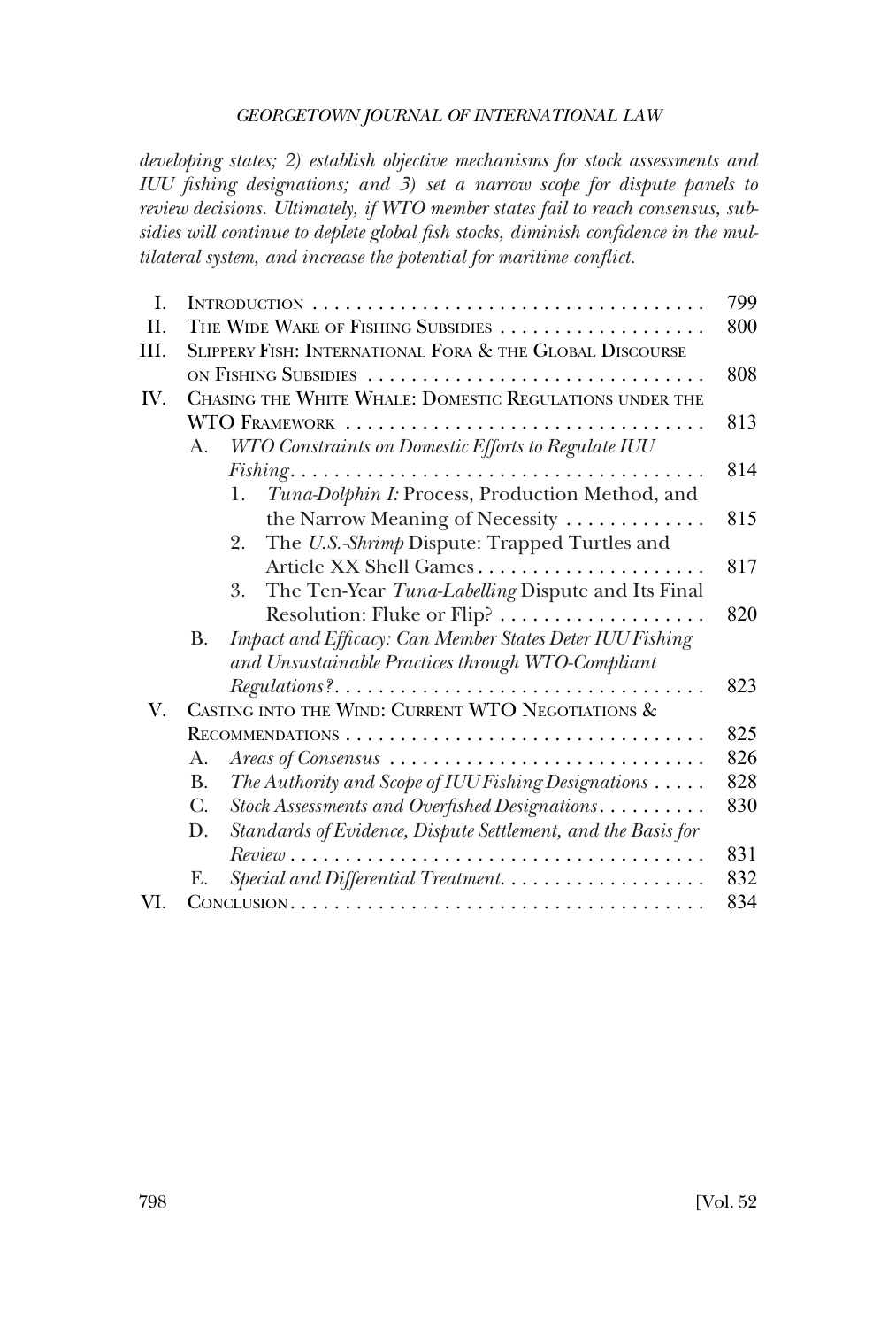*developing states; 2) establish objective mechanisms for stock assessments and IUU fishing designations; and 3) set a narrow scope for dispute panels to review decisions. Ultimately, if WTO member states fail to reach consensus, subsidies will continue to deplete global fish stocks, diminish confidence in the multilateral system, and increase the potential for maritime conflict.*

| | | |
|---|---|---|
| I. | INTRODUCTION | 799 |
| II. | THE WIDE WAKE OF FISHING SUBSIDIES | 800 |
| III. | SLIPPERY FISH: INTERNATIONAL FORA & THE GLOBAL DISCOURSE ON FISHING SUBSIDIES | 808 |
| IV. | CHASING THE WHITE WHALE: DOMESTIC REGULATIONS UNDER THE WTO FRAMEWORK | 813 |
| | A. *WTO Constraints on Domestic Efforts to Regulate IUU Fishing* | 814 |
| | 1. *Tuna-Dolphin I:* Process, Production Method, and the Narrow Meaning of Necessity | 815 |
| | 2. The *U.S.-Shrimp* Dispute: Trapped Turtles and Article XX Shell Games | 817 |
| | 3. The Ten-Year *Tuna-Labelling* Dispute and Its Final Resolution: Fluke or Flip? | 820 |
| | B. *Impact and Efficacy: Can Member States Deter IUU Fishing and Unsustainable Practices through WTO-Compliant Regulations?* | 823 |
| V. | CASTING INTO THE WIND: CURRENT WTO NEGOTIATIONS & RECOMMENDATIONS | 825 |
| | A. *Areas of Consensus* | 826 |
| | B. *The Authority and Scope of IUU Fishing Designations* | 828 |
| | C. *Stock Assessments and Overfished Designations* | 830 |
| | D. *Standards of Evidence, Dispute Settlement, and the Basis for Review* | 831 |
| | E. *Special and Differential Treatment* | 832 |
| VI. | CONCLUSION | 834 |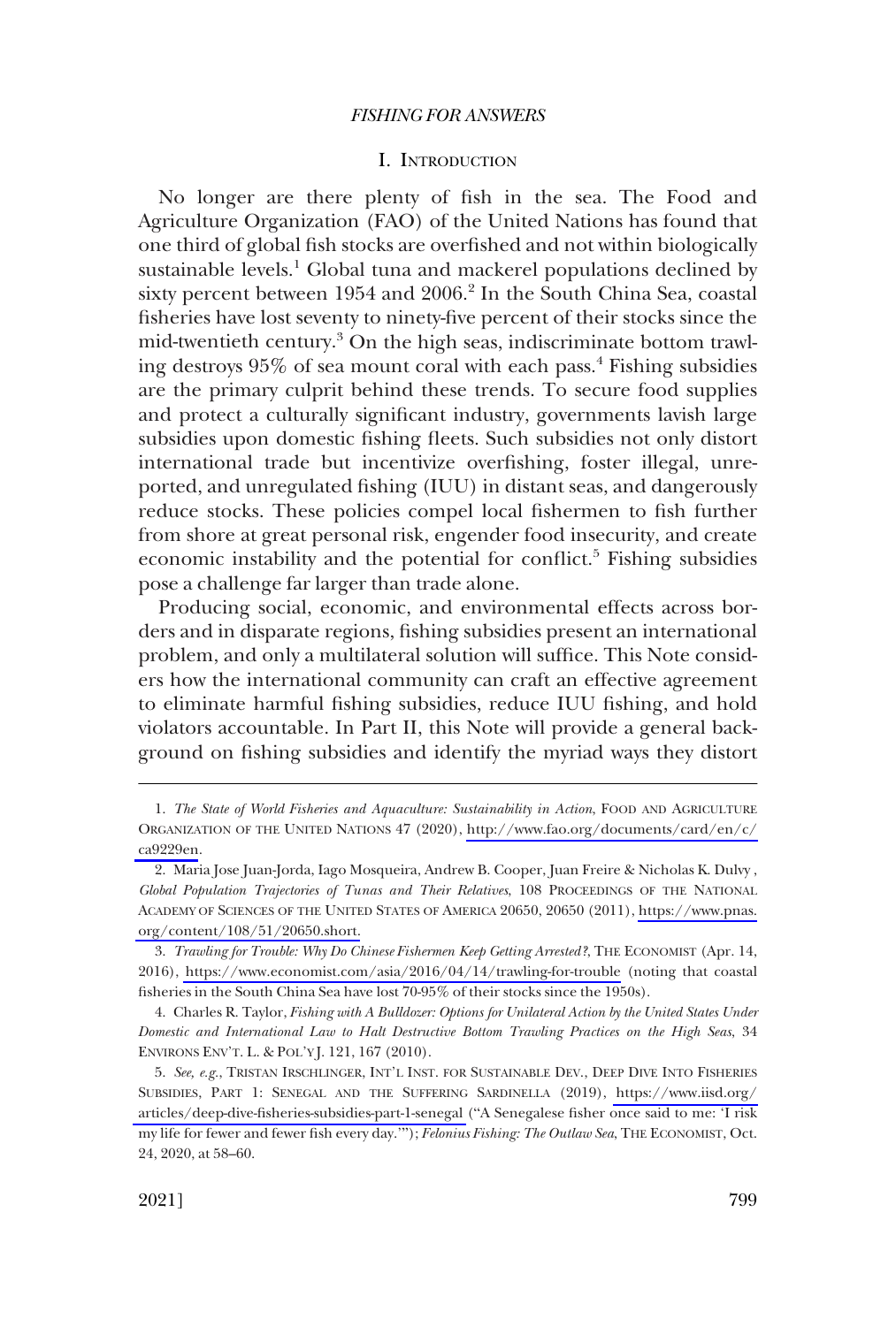## I. Introduction

No longer are there plenty of fish in the sea. The Food and Agriculture Organization (FAO) of the United Nations has found that one third of global fish stocks are overfished and not within biologically sustainable levels.[1] Global tuna and mackerel populations declined by sixty percent between 1954 and 2006.[2] In the South China Sea, coastal fisheries have lost seventy to ninety-five percent of their stocks since the mid-twentieth century.[3] On the high seas, indiscriminate bottom trawling destroys 95% of sea mount coral with each pass.[4] Fishing subsidies are the primary culprit behind these trends. To secure food supplies and protect a culturally significant industry, governments lavish large subsidies upon domestic fishing fleets. Such subsidies not only distort international trade but incentivize overfishing, foster illegal, unreported, and unregulated fishing (IUU) in distant seas, and dangerously reduce stocks. These policies compel local fishermen to fish further from shore at great personal risk, engender food insecurity, and create economic instability and the potential for conflict.[5] Fishing subsidies pose a challenge far larger than trade alone.

Producing social, economic, and environmental effects across borders and in disparate regions, fishing subsidies present an international problem, and only a multilateral solution will suffice. This Note considers how the international community can craft an effective agreement to eliminate harmful fishing subsidies, reduce IUU fishing, and hold violators accountable. In Part II, this Note will provide a general background on fishing subsidies and identify the myriad ways they distort

---

1. *The State of World Fisheries and Aquaculture: Sustainability in Action*, Food and Agriculture Organization of the United Nations 47 (2020), http://www.fao.org/documents/card/en/c/ca9229en.

2. Maria Jose Juan-Jorda, Iago Mosqueira, Andrew B. Cooper, Juan Freire & Nicholas K. Dulvy , *Global Population Trajectories of Tunas and Their Relatives*, 108 Proceedings of the National Academy of Sciences of the United States of America 20650, 20650 (2011), https://www.pnas.org/content/108/51/20650.short.

3. *Trawling for Trouble: Why Do Chinese Fishermen Keep Getting Arrested?*, The Economist (Apr. 14, 2016), https://www.economist.com/asia/2016/04/14/trawling-for-trouble (noting that coastal fisheries in the South China Sea have lost 70-95% of their stocks since the 1950s).

4. Charles R. Taylor, *Fishing with A Bulldozer: Options for Unilateral Action by the United States Under Domestic and International Law to Halt Destructive Bottom Trawling Practices on the High Seas*, 34 Environs Env't. L. & Pol'y J. 121, 167 (2010).

5. *See, e.g.*, Tristan Irschlinger, Int'l Inst. for Sustainable Dev., Deep Dive Into Fisheries Subsidies, Part 1: Senegal and the Suffering Sardinella (2019), https://www.iisd.org/articles/deep-dive-fisheries-subsidies-part-1-senegal ("A Senegalese fisher once said to me: 'I risk my life for fewer and fewer fish every day.'"); *Felonius Fishing: The Outlaw Sea*, The Economist, Oct. 24, 2020, at 58–60.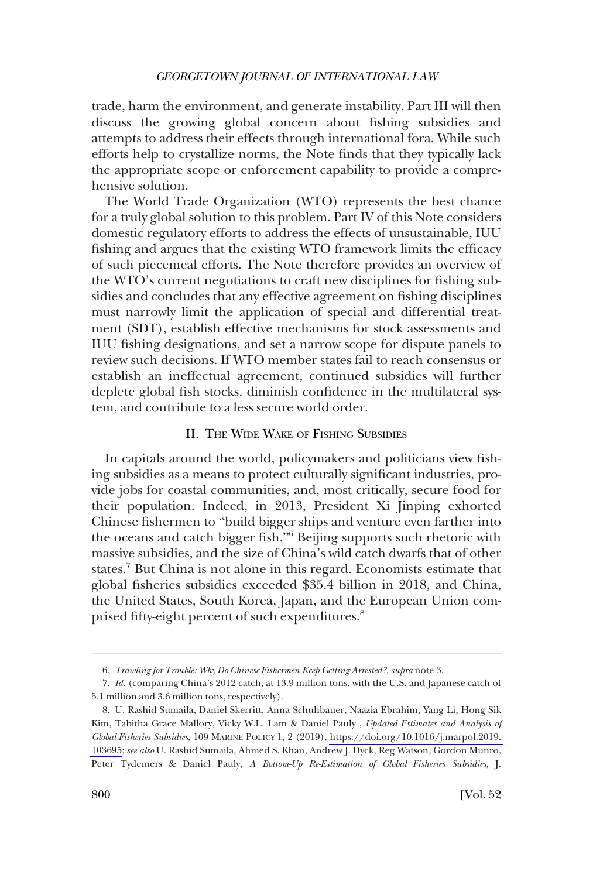trade, harm the environment, and generate instability. Part III will then discuss the growing global concern about fishing subsidies and attempts to address their effects through international fora. While such efforts help to crystallize norms, the Note finds that they typically lack the appropriate scope or enforcement capability to provide a comprehensive solution.

The World Trade Organization (WTO) represents the best chance for a truly global solution to this problem. Part IV of this Note considers domestic regulatory efforts to address the effects of unsustainable, IUU fishing and argues that the existing WTO framework limits the efficacy of such piecemeal efforts. The Note therefore provides an overview of the WTO's current negotiations to craft new disciplines for fishing subsidies and concludes that any effective agreement on fishing disciplines must narrowly limit the application of special and differential treatment (SDT), establish effective mechanisms for stock assessments and IUU fishing designations, and set a narrow scope for dispute panels to review such decisions. If WTO member states fail to reach consensus or establish an ineffectual agreement, continued subsidies will further deplete global fish stocks, diminish confidence in the multilateral system, and contribute to a less secure world order.

## II. The Wide Wake of Fishing Subsidies

In capitals around the world, policymakers and politicians view fishing subsidies as a means to protect culturally significant industries, provide jobs for coastal communities, and, most critically, secure food for their population. Indeed, in 2013, President Xi Jinping exhorted Chinese fishermen to "build bigger ships and venture even farther into the oceans and catch bigger fish."[6] Beijing supports such rhetoric with massive subsidies, and the size of China's wild catch dwarfs that of other states.[7] But China is not alone in this regard. Economists estimate that global fisheries subsidies exceeded $35.4 billion in 2018, and China, the United States, South Korea, Japan, and the European Union comprised fifty-eight percent of such expenditures.[8]

---

6. *Trawling for Trouble: Why Do Chinese Fishermen Keep Getting Arrested?*, *supra* note 3.

7. *Id.* (comparing China's 2012 catch, at 13.9 million tons, with the U.S. and Japanese catch of 5.1 million and 3.6 million tons, respectively).

8. U. Rashid Sumaila, Daniel Skerritt, Anna Schuhbauer, Naazia Ebrahim, Yang Li, Hong Sik Kim, Tabitha Grace Mallory, Vicky W.L. Lam & Daniel Pauly , *Updated Estimates and Analysis of Global Fisheries Subsidies*, 109 Marine Policy 1, 2 (2019), https://doi.org/10.1016/j.marpol.2019.103695; *see also* U. Rashid Sumaila, Ahmed S. Khan, Andrew J. Dyck, Reg Watson, Gordon Munro, Peter Tydemers & Daniel Pauly, *A Bottom-Up Re-Estimation of Global Fisheries Subsidies*, J.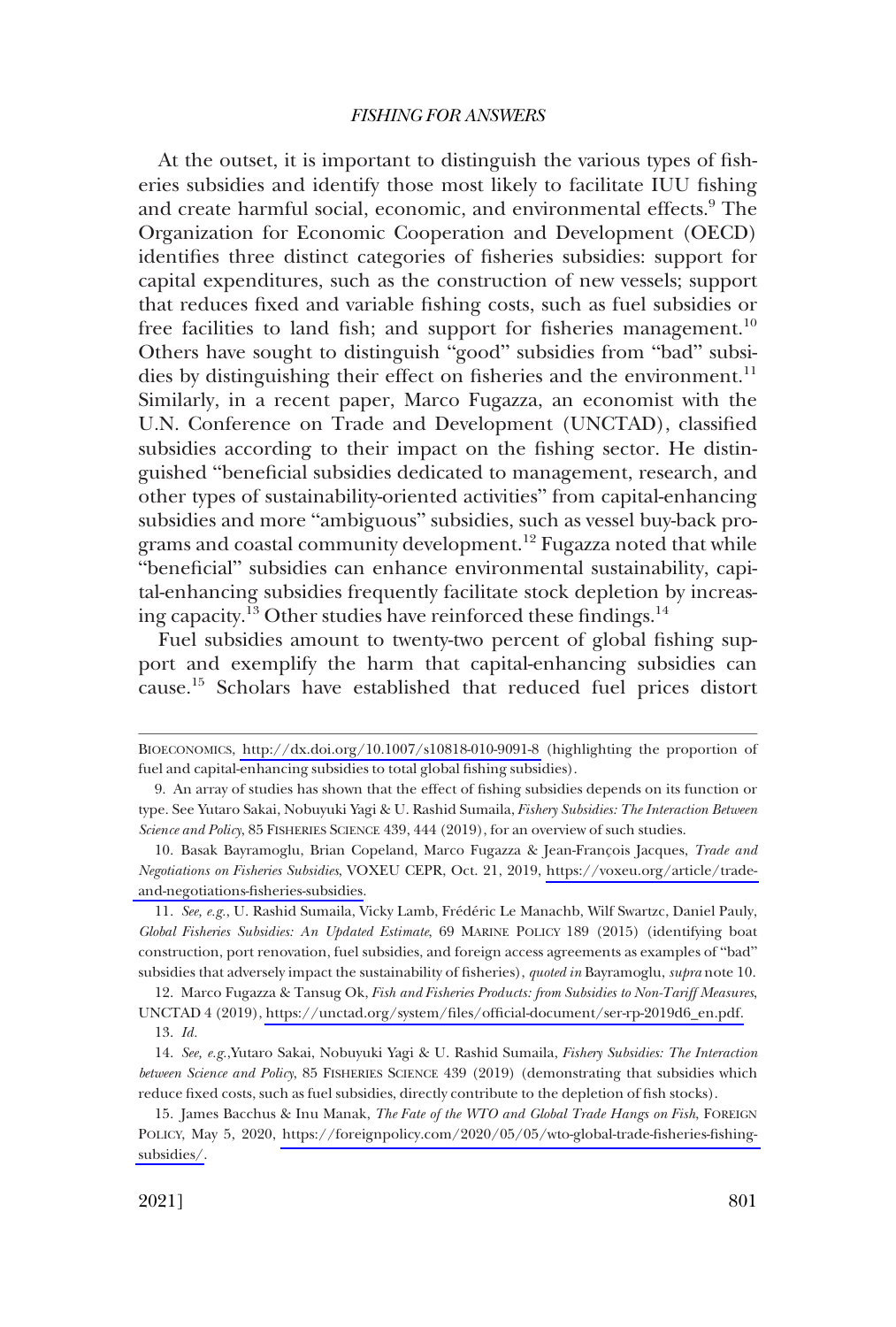At the outset, it is important to distinguish the various types of fisheries subsidies and identify those most likely to facilitate IUU fishing and create harmful social, economic, and environmental effects.[9] The Organization for Economic Cooperation and Development (OECD) identifies three distinct categories of fisheries subsidies: support for capital expenditures, such as the construction of new vessels; support that reduces fixed and variable fishing costs, such as fuel subsidies or free facilities to land fish; and support for fisheries management.[10] Others have sought to distinguish "good" subsidies from "bad" subsidies by distinguishing their effect on fisheries and the environment.[11] Similarly, in a recent paper, Marco Fugazza, an economist with the U.N. Conference on Trade and Development (UNCTAD), classified subsidies according to their impact on the fishing sector. He distinguished "beneficial subsidies dedicated to management, research, and other types of sustainability-oriented activities" from capital-enhancing subsidies and more "ambiguous" subsidies, such as vessel buy-back programs and coastal community development.[12] Fugazza noted that while "beneficial" subsidies can enhance environmental sustainability, capital-enhancing subsidies frequently facilitate stock depletion by increasing capacity.[13] Other studies have reinforced these findings.[14]

Fuel subsidies amount to twenty-two percent of global fishing support and exemplify the harm that capital-enhancing subsidies can cause.[15] Scholars have established that reduced fuel prices distort

---

BIOECONOMICS, http://dx.doi.org/10.1007/s10818-010-9091-8 (highlighting the proportion of fuel and capital-enhancing subsidies to total global fishing subsidies).

9. An array of studies has shown that the effect of fishing subsidies depends on its function or type. See Yutaro Sakai, Nobuyuki Yagi & U. Rashid Sumaila, *Fishery Subsidies: The Interaction Between Science and Policy*, 85 FISHERIES SCIENCE 439, 444 (2019), for an overview of such studies.

10. Basak Bayramoglu, Brian Copeland, Marco Fugazza & Jean-François Jacques, *Trade and Negotiations on Fisheries Subsidies*, VOXEU CEPR, Oct. 21, 2019, https://voxeu.org/article/trade-and-negotiations-fisheries-subsidies.

11. *See, e.g.*, U. Rashid Sumaila, Vicky Lamb, Frédéric Le Manachb, Wilf Swartzc, Daniel Pauly, *Global Fisheries Subsidies: An Updated Estimate*, 69 MARINE POLICY 189 (2015) (identifying boat construction, port renovation, fuel subsidies, and foreign access agreements as examples of "bad" subsidies that adversely impact the sustainability of fisheries), *quoted in* Bayramoglu, *supra* note 10.

12. Marco Fugazza & Tansug Ok, *Fish and Fisheries Products: from Subsidies to Non-Tariff Measures*, UNCTAD 4 (2019), https://unctad.org/system/files/official-document/ser-rp-2019d6_en.pdf.

13. *Id.*

14. *See, e.g.*,Yutaro Sakai, Nobuyuki Yagi & U. Rashid Sumaila, *Fishery Subsidies: The Interaction between Science and Policy*, 85 FISHERIES SCIENCE 439 (2019) (demonstrating that subsidies which reduce fixed costs, such as fuel subsidies, directly contribute to the depletion of fish stocks).

15. James Bacchus & Inu Manak, *The Fate of the WTO and Global Trade Hangs on Fish*, FOREIGN POLICY, May 5, 2020, https://foreignpolicy.com/2020/05/05/wto-global-trade-fisheries-fishing-subsidies/.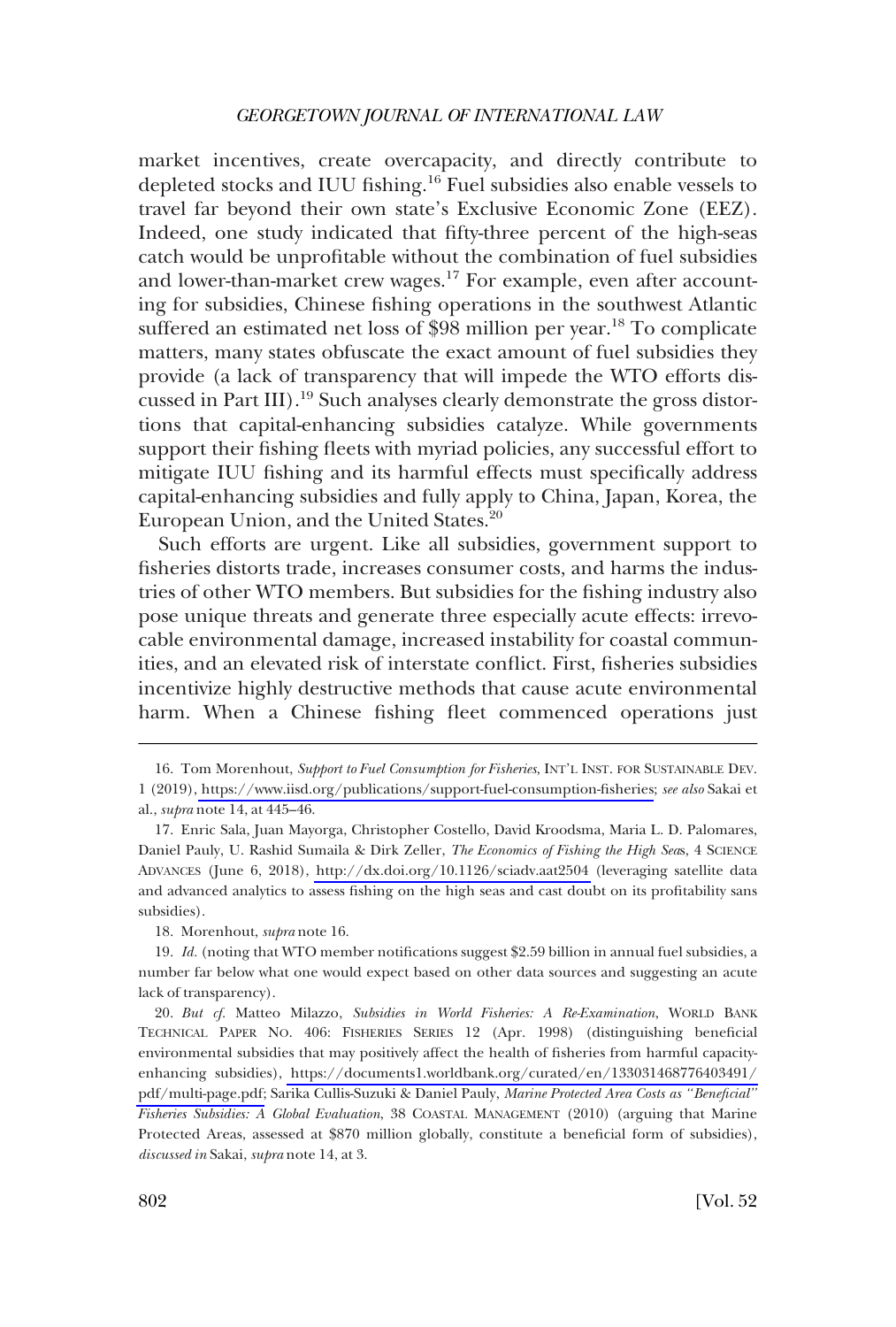market incentives, create overcapacity, and directly contribute to depleted stocks and IUU fishing.[16] Fuel subsidies also enable vessels to travel far beyond their own state's Exclusive Economic Zone (EEZ). Indeed, one study indicated that fifty-three percent of the high-seas catch would be unprofitable without the combination of fuel subsidies and lower-than-market crew wages.[17] For example, even after accounting for subsidies, Chinese fishing operations in the southwest Atlantic suffered an estimated net loss of $98 million per year.[18] To complicate matters, many states obfuscate the exact amount of fuel subsidies they provide (a lack of transparency that will impede the WTO efforts discussed in Part III).[19] Such analyses clearly demonstrate the gross distortions that capital-enhancing subsidies catalyze. While governments support their fishing fleets with myriad policies, any successful effort to mitigate IUU fishing and its harmful effects must specifically address capital-enhancing subsidies and fully apply to China, Japan, Korea, the European Union, and the United States.[20]

Such efforts are urgent. Like all subsidies, government support to fisheries distorts trade, increases consumer costs, and harms the industries of other WTO members. But subsidies for the fishing industry also pose unique threats and generate three especially acute effects: irrevocable environmental damage, increased instability for coastal communities, and an elevated risk of interstate conflict. First, fisheries subsidies incentivize highly destructive methods that cause acute environmental harm. When a Chinese fishing fleet commenced operations just

16. Tom Morenhout, *Support to Fuel Consumption for Fisheries*, INT'L INST. FOR SUSTAINABLE DEV. 1 (2019), https://www.iisd.org/publications/support-fuel-consumption-fisheries; *see also* Sakai et al., *supra* note 14, at 445–46.

17. Enric Sala, Juan Mayorga, Christopher Costello, David Kroodsma, Maria L. D. Palomares, Daniel Pauly, U. Rashid Sumaila & Dirk Zeller, *The Economics of Fishing the High Seas*, 4 SCIENCE ADVANCES (June 6, 2018), http://dx.doi.org/10.1126/sciadv.aat2504 (leveraging satellite data and advanced analytics to assess fishing on the high seas and cast doubt on its profitability sans subsidies).

18. Morenhout, *supra* note 16.

19. *Id.* (noting that WTO member notifications suggest $2.59 billion in annual fuel subsidies, a number far below what one would expect based on other data sources and suggesting an acute lack of transparency).

20. *But cf.* Matteo Milazzo, *Subsidies in World Fisheries: A Re-Examination*, WORLD BANK TECHNICAL PAPER NO. 406: FISHERIES SERIES 12 (Apr. 1998) (distinguishing beneficial environmental subsidies that may positively affect the health of fisheries from harmful capacity-enhancing subsidies), https://documents1.worldbank.org/curated/en/133031468776403491/pdf/multi-page.pdf; Sarika Cullis-Suzuki & Daniel Pauly, *Marine Protected Area Costs as "Beneficial" Fisheries Subsidies: A Global Evaluation*, 38 COASTAL MANAGEMENT (2010) (arguing that Marine Protected Areas, assessed at $870 million globally, constitute a beneficial form of subsidies), *discussed in* Sakai, *supra* note 14, at 3.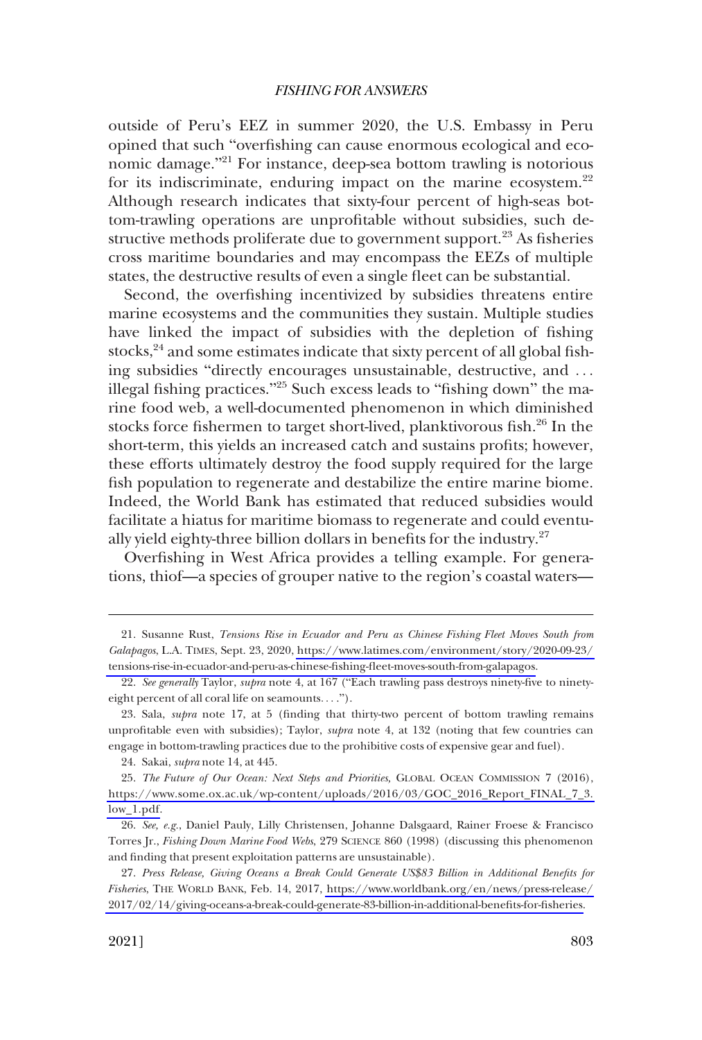outside of Peru's EEZ in summer 2020, the U.S. Embassy in Peru opined that such "overfishing can cause enormous ecological and economic damage."[21] For instance, deep-sea bottom trawling is notorious for its indiscriminate, enduring impact on the marine ecosystem.[22] Although research indicates that sixty-four percent of high-seas bottom-trawling operations are unprofitable without subsidies, such destructive methods proliferate due to government support.[23] As fisheries cross maritime boundaries and may encompass the EEZs of multiple states, the destructive results of even a single fleet can be substantial.

Second, the overfishing incentivized by subsidies threatens entire marine ecosystems and the communities they sustain. Multiple studies have linked the impact of subsidies with the depletion of fishing stocks,[24] and some estimates indicate that sixty percent of all global fishing subsidies "directly encourages unsustainable, destructive, and . . . illegal fishing practices."[25] Such excess leads to "fishing down" the marine food web, a well-documented phenomenon in which diminished stocks force fishermen to target short-lived, planktivorous fish.[26] In the short-term, this yields an increased catch and sustains profits; however, these efforts ultimately destroy the food supply required for the large fish population to regenerate and destabilize the entire marine biome. Indeed, the World Bank has estimated that reduced subsidies would facilitate a hiatus for maritime biomass to regenerate and could eventually yield eighty-three billion dollars in benefits for the industry.[27]

Overfishing in West Africa provides a telling example. For generations, thiof—a species of grouper native to the region's coastal waters—

---

21. Susanne Rust, *Tensions Rise in Ecuador and Peru as Chinese Fishing Fleet Moves South from Galapagos*, L.A. TIMES, Sept. 23, 2020, https://www.latimes.com/environment/story/2020-09-23/tensions-rise-in-ecuador-and-peru-as-chinese-fishing-fleet-moves-south-from-galapagos.

22. *See generally* Taylor, *supra* note 4, at 167 ("Each trawling pass destroys ninety-five to ninety-eight percent of all coral life on seamounts. . . .").

23. Sala, *supra* note 17, at 5 (finding that thirty-two percent of bottom trawling remains unprofitable even with subsidies); Taylor, *supra* note 4, at 132 (noting that few countries can engage in bottom-trawling practices due to the prohibitive costs of expensive gear and fuel).

24. Sakai, *supra* note 14, at 445.

25. *The Future of Our Ocean: Next Steps and Priorities,* GLOBAL OCEAN COMMISSION 7 (2016), https://www.some.ox.ac.uk/wp-content/uploads/2016/03/GOC_2016_Report_FINAL_7_3.low_1.pdf.

26. *See, e.g.*, Daniel Pauly, Lilly Christensen, Johanne Dalsgaard, Rainer Froese & Francisco Torres Jr., *Fishing Down Marine Food Webs*, 279 SCIENCE 860 (1998) (discussing this phenomenon and finding that present exploitation patterns are unsustainable).

27. *Press Release, Giving Oceans a Break Could Generate US$83 Billion in Additional Benefits for Fisheries*, THE WORLD BANK, Feb. 14, 2017, https://www.worldbank.org/en/news/press-release/2017/02/14/giving-oceans-a-break-could-generate-83-billion-in-additional-benefits-for-fisheries.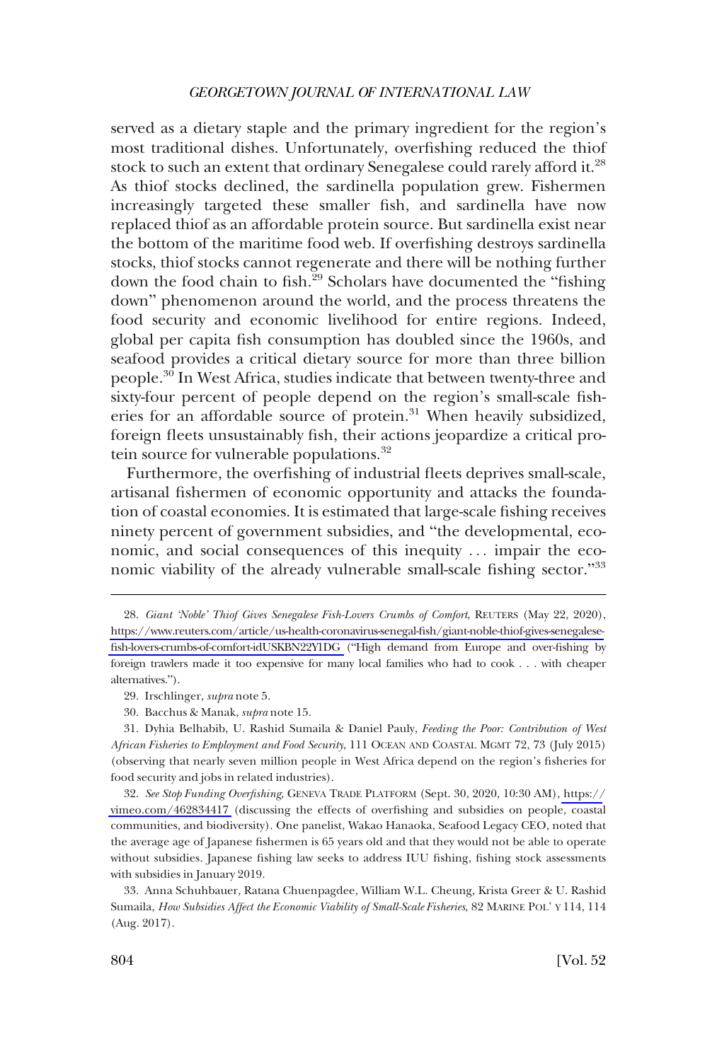served as a dietary staple and the primary ingredient for the region's most traditional dishes. Unfortunately, overfishing reduced the thiof stock to such an extent that ordinary Senegalese could rarely afford it.[28] As thiof stocks declined, the sardinella population grew. Fishermen increasingly targeted these smaller fish, and sardinella have now replaced thiof as an affordable protein source. But sardinella exist near the bottom of the maritime food web. If overfishing destroys sardinella stocks, thiof stocks cannot regenerate and there will be nothing further down the food chain to fish.[29] Scholars have documented the "fishing down" phenomenon around the world, and the process threatens the food security and economic livelihood for entire regions. Indeed, global per capita fish consumption has doubled since the 1960s, and seafood provides a critical dietary source for more than three billion people.[30] In West Africa, studies indicate that between twenty-three and sixty-four percent of people depend on the region's small-scale fisheries for an affordable source of protein.[31] When heavily subsidized, foreign fleets unsustainably fish, their actions jeopardize a critical protein source for vulnerable populations.[32]

Furthermore, the overfishing of industrial fleets deprives small-scale, artisanal fishermen of economic opportunity and attacks the foundation of coastal economies. It is estimated that large-scale fishing receives ninety percent of government subsidies, and "the developmental, economic, and social consequences of this inequity . . . impair the economic viability of the already vulnerable small-scale fishing sector."[33]

---

28. *Giant 'Noble' Thiof Gives Senegalese Fish-Lovers Crumbs of Comfort*, REUTERS (May 22, 2020), https://www.reuters.com/article/us-health-coronavirus-senegal-fish/giant-noble-thiof-gives-senegalese-fish-lovers-crumbs-of-comfort-idUSKBN22Y1DG ("High demand from Europe and over-fishing by foreign trawlers made it too expensive for many local families who had to cook . . . with cheaper alternatives.").

29. Irschlinger, *supra* note 5.

30. Bacchus & Manak, *supra* note 15.

31. Dyhia Belhabib, U. Rashid Sumaila & Daniel Pauly, *Feeding the Poor: Contribution of West African Fisheries to Employment and Food Security*, 111 OCEAN AND COASTAL MGMT 72, 73 (July 2015) (observing that nearly seven million people in West Africa depend on the region's fisheries for food security and jobs in related industries).

32. *See Stop Funding Overfishing*, GENEVA TRADE PLATFORM (Sept. 30, 2020, 10:30 AM), https://vimeo.com/462834417 (discussing the effects of overfishing and subsidies on people, coastal communities, and biodiversity). One panelist, Wakao Hanaoka, Seafood Legacy CEO, noted that the average age of Japanese fishermen is 65 years old and that they would not be able to operate without subsidies. Japanese fishing law seeks to address IUU fishing, fishing stock assessments with subsidies in January 2019.

33. Anna Schuhbauer, Ratana Chuenpagdee, William W.L. Cheung, Krista Greer & U. Rashid Sumaila, *How Subsidies Affect the Economic Viability of Small-Scale Fisheries*, 82 MARINE POL'Y 114, 114 (Aug. 2017).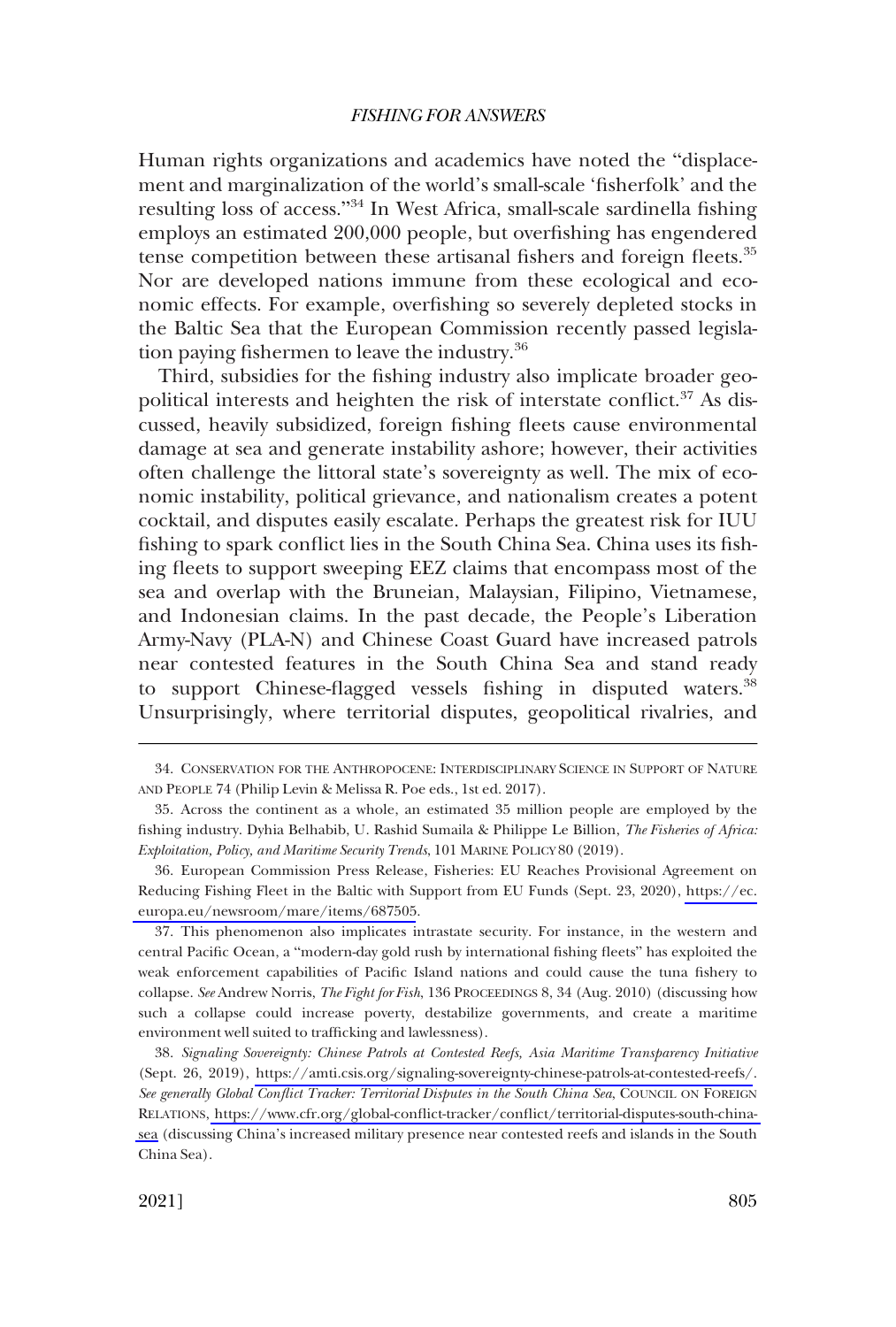Human rights organizations and academics have noted the "displacement and marginalization of the world's small-scale 'fisherfolk' and the resulting loss of access."[34] In West Africa, small-scale sardinella fishing employs an estimated 200,000 people, but overfishing has engendered tense competition between these artisanal fishers and foreign fleets.[35] Nor are developed nations immune from these ecological and economic effects. For example, overfishing so severely depleted stocks in the Baltic Sea that the European Commission recently passed legislation paying fishermen to leave the industry.[36]

Third, subsidies for the fishing industry also implicate broader geopolitical interests and heighten the risk of interstate conflict.[37] As discussed, heavily subsidized, foreign fishing fleets cause environmental damage at sea and generate instability ashore; however, their activities often challenge the littoral state's sovereignty as well. The mix of economic instability, political grievance, and nationalism creates a potent cocktail, and disputes easily escalate. Perhaps the greatest risk for IUU fishing to spark conflict lies in the South China Sea. China uses its fishing fleets to support sweeping EEZ claims that encompass most of the sea and overlap with the Bruneian, Malaysian, Filipino, Vietnamese, and Indonesian claims. In the past decade, the People's Liberation Army-Navy (PLA-N) and Chinese Coast Guard have increased patrols near contested features in the South China Sea and stand ready to support Chinese-flagged vessels fishing in disputed waters.[38] Unsurprisingly, where territorial disputes, geopolitical rivalries, and

---

34. CONSERVATION FOR THE ANTHROPOCENE: INTERDISCIPLINARY SCIENCE IN SUPPORT OF NATURE AND PEOPLE 74 (Philip Levin & Melissa R. Poe eds., 1st ed. 2017).

35. Across the continent as a whole, an estimated 35 million people are employed by the fishing industry. Dyhia Belhabib, U. Rashid Sumaila & Philippe Le Billion, *The Fisheries of Africa: Exploitation, Policy, and Maritime Security Trends*, 101 MARINE POLICY 80 (2019).

36. European Commission Press Release, Fisheries: EU Reaches Provisional Agreement on Reducing Fishing Fleet in the Baltic with Support from EU Funds (Sept. 23, 2020), https://ec.europa.eu/newsroom/mare/items/687505.

37. This phenomenon also implicates intrastate security. For instance, in the western and central Pacific Ocean, a "modern-day gold rush by international fishing fleets" has exploited the weak enforcement capabilities of Pacific Island nations and could cause the tuna fishery to collapse. *See* Andrew Norris, *The Fight for Fish*, 136 PROCEEDINGS 8, 34 (Aug. 2010) (discussing how such a collapse could increase poverty, destabilize governments, and create a maritime environment well suited to trafficking and lawlessness).

38. *Signaling Sovereignty: Chinese Patrols at Contested Reefs, Asia Maritime Transparency Initiative* (Sept. 26, 2019), https://amti.csis.org/signaling-sovereignty-chinese-patrols-at-contested-reefs/. *See generally Global Conflict Tracker: Territorial Disputes in the South China Sea*, COUNCIL ON FOREIGN RELATIONS, https://www.cfr.org/global-conflict-tracker/conflict/territorial-disputes-south-china-sea (discussing China's increased military presence near contested reefs and islands in the South China Sea).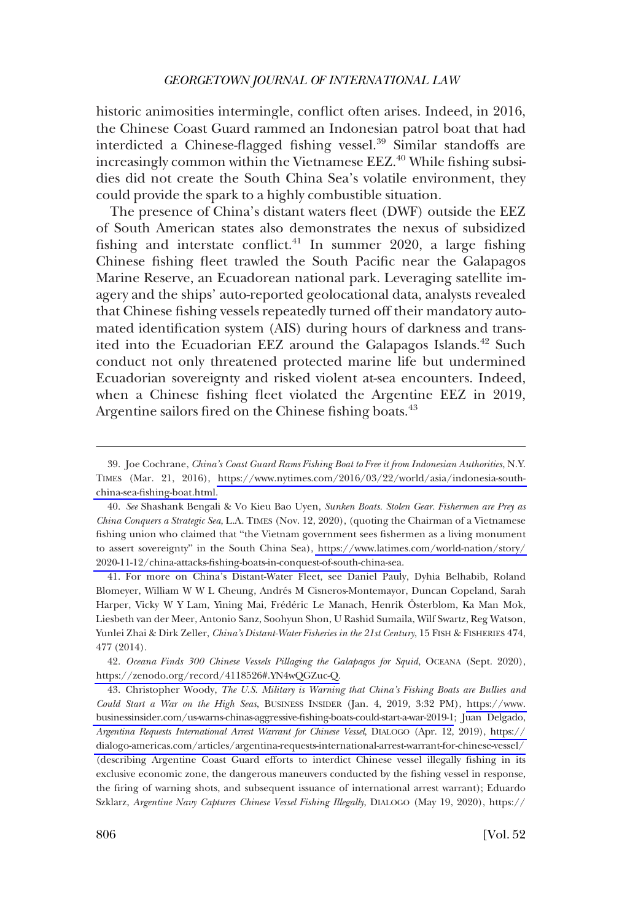historic animosities intermingle, conflict often arises. Indeed, in 2016, the Chinese Coast Guard rammed an Indonesian patrol boat that had interdicted a Chinese-flagged fishing vessel.[39] Similar standoffs are increasingly common within the Vietnamese EEZ.[40] While fishing subsidies did not create the South China Sea's volatile environment, they could provide the spark to a highly combustible situation.

The presence of China's distant waters fleet (DWF) outside the EEZ of South American states also demonstrates the nexus of subsidized fishing and interstate conflict.[41] In summer 2020, a large fishing Chinese fishing fleet trawled the South Pacific near the Galapagos Marine Reserve, an Ecuadorean national park. Leveraging satellite imagery and the ships' auto-reported geolocational data, analysts revealed that Chinese fishing vessels repeatedly turned off their mandatory automated identification system (AIS) during hours of darkness and transited into the Ecuadorian EEZ around the Galapagos Islands.[42] Such conduct not only threatened protected marine life but undermined Ecuadorian sovereignty and risked violent at-sea encounters. Indeed, when a Chinese fishing fleet violated the Argentine EEZ in 2019, Argentine sailors fired on the Chinese fishing boats.[43]

---

39. Joe Cochrane, *China's Coast Guard Rams Fishing Boat to Free it from Indonesian Authorities*, N.Y. TIMES (Mar. 21, 2016), https://www.nytimes.com/2016/03/22/world/asia/indonesia-south-china-sea-fishing-boat.html.

40. *See* Shashank Bengali & Vo Kieu Bao Uyen, *Sunken Boats. Stolen Gear. Fishermen are Prey as China Conquers a Strategic Sea*, L.A. TIMES (Nov. 12, 2020), (quoting the Chairman of a Vietnamese fishing union who claimed that "the Vietnam government sees fishermen as a living monument to assert sovereignty" in the South China Sea), https://www.latimes.com/world-nation/story/2020-11-12/china-attacks-fishing-boats-in-conquest-of-south-china-sea.

41. For more on China's Distant-Water Fleet, see Daniel Pauly, Dyhia Belhabib, Roland Blomeyer, William W W L Cheung, Andrés M Cisneros-Montemayor, Duncan Copeland, Sarah Harper, Vicky W Y Lam, Yining Mai, Frédéric Le Manach, Henrik Österblom, Ka Man Mok, Liesbeth van der Meer, Antonio Sanz, Soohyun Shon, U Rashid Sumaila, Wilf Swartz, Reg Watson, Yunlei Zhai & Dirk Zeller, *China's Distant-Water Fisheries in the 21st Century*, 15 FISH & FISHERIES 474, 477 (2014).

42. *Oceana Finds 300 Chinese Vessels Pillaging the Galapagos for Squid*, OCEANA (Sept. 2020), https://zenodo.org/record/4118526#.YN4wQGZuc-Q.

43. Christopher Woody, *The U.S. Military is Warning that China's Fishing Boats are Bullies and Could Start a War on the High Seas*, BUSINESS INSIDER (Jan. 4, 2019, 3:32 PM), https://www.businessinsider.com/us-warns-chinas-aggressive-fishing-boats-could-start-a-war-2019-1; Juan Delgado, *Argentina Requests International Arrest Warrant for Chinese Vessel*, DIALOGO (Apr. 12, 2019), https://dialogo-americas.com/articles/argentina-requests-international-arrest-warrant-for-chinese-vessel/ (describing Argentine Coast Guard efforts to interdict Chinese vessel illegally fishing in its exclusive economic zone, the dangerous maneuvers conducted by the fishing vessel in response, the firing of warning shots, and subsequent issuance of international arrest warrant); Eduardo Szklarz, *Argentine Navy Captures Chinese Vessel Fishing Illegally*, DIALOGO (May 19, 2020), https://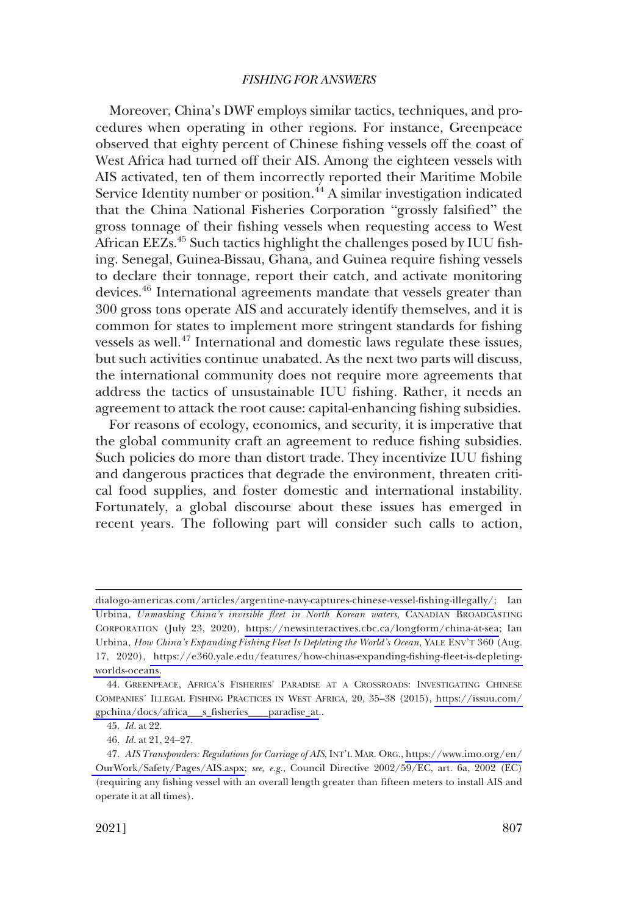Moreover, China's DWF employs similar tactics, techniques, and procedures when operating in other regions. For instance, Greenpeace observed that eighty percent of Chinese fishing vessels off the coast of West Africa had turned off their AIS. Among the eighteen vessels with AIS activated, ten of them incorrectly reported their Maritime Mobile Service Identity number or position.[44] A similar investigation indicated that the China National Fisheries Corporation "grossly falsified" the gross tonnage of their fishing vessels when requesting access to West African EEZs.[45] Such tactics highlight the challenges posed by IUU fishing. Senegal, Guinea-Bissau, Ghana, and Guinea require fishing vessels to declare their tonnage, report their catch, and activate monitoring devices.[46] International agreements mandate that vessels greater than 300 gross tons operate AIS and accurately identify themselves, and it is common for states to implement more stringent standards for fishing vessels as well.[47] International and domestic laws regulate these issues, but such activities continue unabated. As the next two parts will discuss, the international community does not require more agreements that address the tactics of unsustainable IUU fishing. Rather, it needs an agreement to attack the root cause: capital-enhancing fishing subsidies.

For reasons of ecology, economics, and security, it is imperative that the global community craft an agreement to reduce fishing subsidies. Such policies do more than distort trade. They incentivize IUU fishing and dangerous practices that degrade the environment, threaten critical food supplies, and foster domestic and international instability. Fortunately, a global discourse about these issues has emerged in recent years. The following part will consider such calls to action,

---

dialogo-americas.com/articles/argentine-navy-captures-chinese-vessel-fishing-illegally/; Ian Urbina, *Unmasking China's invisible fleet in North Korean waters*, CANADIAN BROADCASTING CORPORATION (July 23, 2020), https://newsinteractives.cbc.ca/longform/china-at-sea; Ian Urbina, *How China's Expanding Fishing Fleet Is Depleting the World's Ocean*, YALE ENV'T 360 (Aug. 17, 2020), https://e360.yale.edu/features/how-chinas-expanding-fishing-fleet-is-depleting-worlds-oceans.

44. GREENPEACE, AFRICA'S FISHERIES' PARADISE AT A CROSSROADS: INVESTIGATING CHINESE COMPANIES' ILLEGAL FISHING PRACTICES IN WEST AFRICA, 20, 35–38 (2015), https://issuu.com/gpchina/docs/africa___s_fisheries____paradise_at..

45. *Id.* at 22.

46. *Id.* at 21, 24–27.

47. *AIS Transponders: Regulations for Carriage of AIS*, INT'L MAR. ORG., https://www.imo.org/en/OurWork/Safety/Pages/AIS.aspx; *see, e.g.*, Council Directive 2002/59/EC, art. 6a, 2002 (EC) (requiring any fishing vessel with an overall length greater than fifteen meters to install AIS and operate it at all times).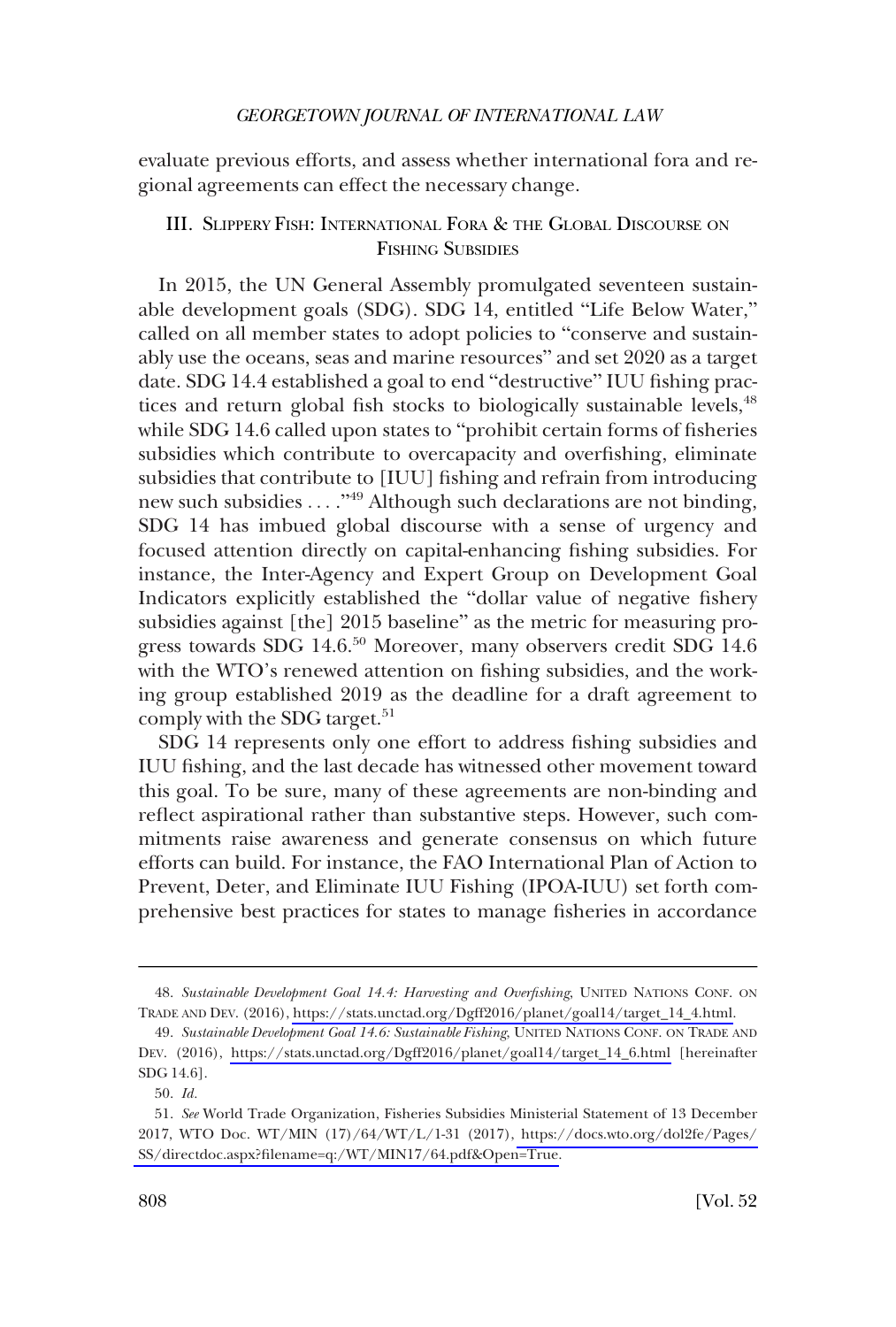evaluate previous efforts, and assess whether international fora and regional agreements can effect the necessary change.

## III. Slippery Fish: International Fora & the Global Discourse on Fishing Subsidies

In 2015, the UN General Assembly promulgated seventeen sustainable development goals (SDG). SDG 14, entitled "Life Below Water," called on all member states to adopt policies to "conserve and sustainably use the oceans, seas and marine resources" and set 2020 as a target date. SDG 14.4 established a goal to end "destructive" IUU fishing practices and return global fish stocks to biologically sustainable levels,[48] while SDG 14.6 called upon states to "prohibit certain forms of fisheries subsidies which contribute to overcapacity and overfishing, eliminate subsidies that contribute to [IUU] fishing and refrain from introducing new such subsidies . . . ."[49] Although such declarations are not binding, SDG 14 has imbued global discourse with a sense of urgency and focused attention directly on capital-enhancing fishing subsidies. For instance, the Inter-Agency and Expert Group on Development Goal Indicators explicitly established the "dollar value of negative fishery subsidies against [the] 2015 baseline" as the metric for measuring progress towards SDG 14.6.[50] Moreover, many observers credit SDG 14.6 with the WTO's renewed attention on fishing subsidies, and the working group established 2019 as the deadline for a draft agreement to comply with the SDG target.[51]

SDG 14 represents only one effort to address fishing subsidies and IUU fishing, and the last decade has witnessed other movement toward this goal. To be sure, many of these agreements are non-binding and reflect aspirational rather than substantive steps. However, such commitments raise awareness and generate consensus on which future efforts can build. For instance, the FAO International Plan of Action to Prevent, Deter, and Eliminate IUU Fishing (IPOA-IUU) set forth comprehensive best practices for states to manage fisheries in accordance

---

48. *Sustainable Development Goal 14.4: Harvesting and Overfishing*, United Nations Conf. on Trade and Dev. (2016), https://stats.unctad.org/Dgff2016/planet/goal14/target_14_4.html.

49. *Sustainable Development Goal 14.6: Sustainable Fishing*, United Nations Conf. on Trade and Dev. (2016), https://stats.unctad.org/Dgff2016/planet/goal14/target_14_6.html [hereinafter SDG 14.6].

50. *Id.*

51. *See* World Trade Organization, Fisheries Subsidies Ministerial Statement of 13 December 2017, WTO Doc. WT/MIN (17)/64/WT/L/1-31 (2017), https://docs.wto.org/dol2fe/Pages/SS/directdoc.aspx?filename=q:/WT/MIN17/64.pdf&Open=True.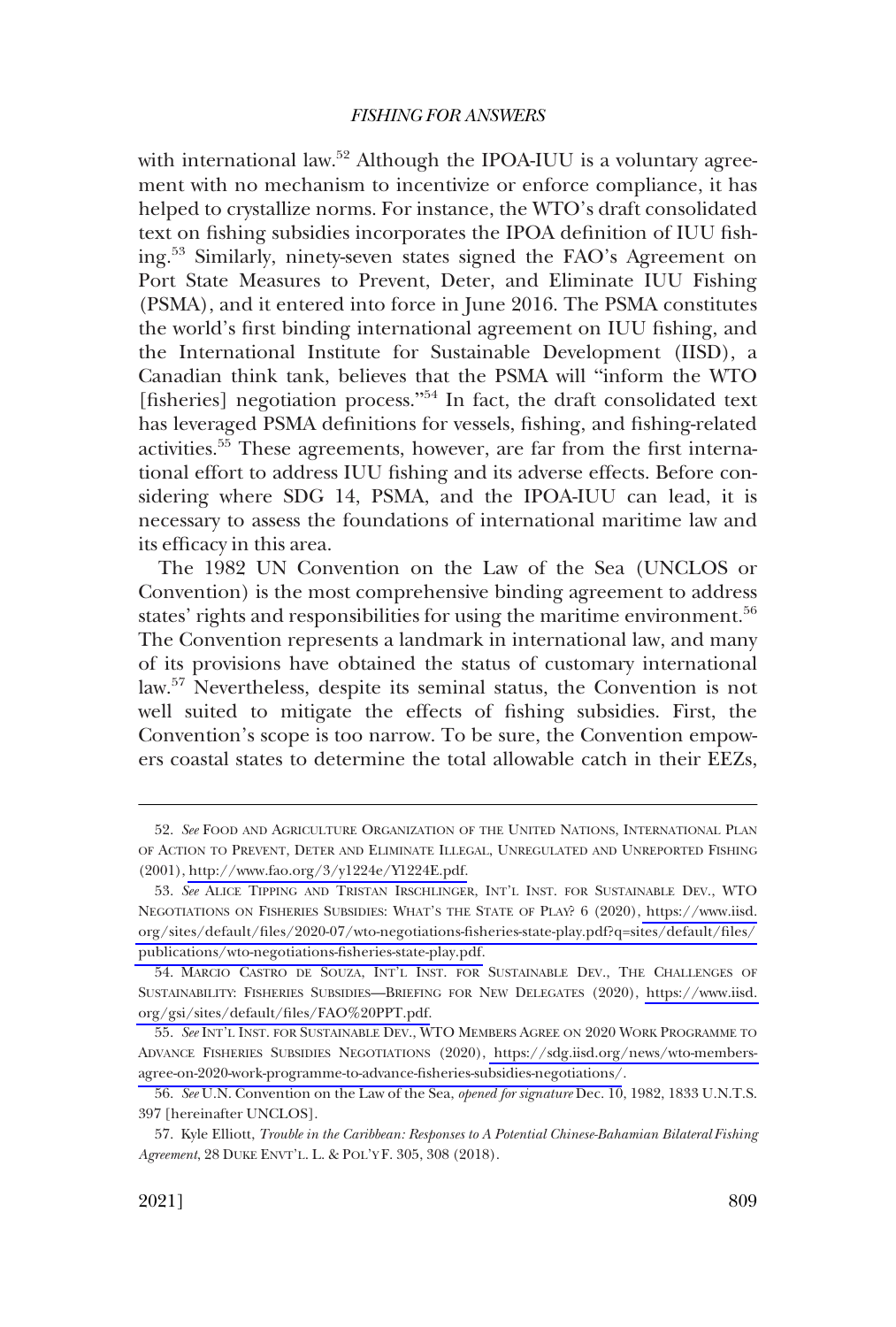with international law.[52] Although the IPOA-IUU is a voluntary agreement with no mechanism to incentivize or enforce compliance, it has helped to crystallize norms. For instance, the WTO's draft consolidated text on fishing subsidies incorporates the IPOA definition of IUU fishing.[53] Similarly, ninety-seven states signed the FAO's Agreement on Port State Measures to Prevent, Deter, and Eliminate IUU Fishing (PSMA), and it entered into force in June 2016. The PSMA constitutes the world's first binding international agreement on IUU fishing, and the International Institute for Sustainable Development (IISD), a Canadian think tank, believes that the PSMA will "inform the WTO [fisheries] negotiation process."[54] In fact, the draft consolidated text has leveraged PSMA definitions for vessels, fishing, and fishing-related activities.[55] These agreements, however, are far from the first international effort to address IUU fishing and its adverse effects. Before considering where SDG 14, PSMA, and the IPOA-IUU can lead, it is necessary to assess the foundations of international maritime law and its efficacy in this area.

The 1982 UN Convention on the Law of the Sea (UNCLOS or Convention) is the most comprehensive binding agreement to address states' rights and responsibilities for using the maritime environment.[56] The Convention represents a landmark in international law, and many of its provisions have obtained the status of customary international law.[57] Nevertheless, despite its seminal status, the Convention is not well suited to mitigate the effects of fishing subsidies. First, the Convention's scope is too narrow. To be sure, the Convention empowers coastal states to determine the total allowable catch in their EEZs,

---

52. *See* FOOD AND AGRICULTURE ORGANIZATION OF THE UNITED NATIONS, INTERNATIONAL PLAN OF ACTION TO PREVENT, DETER AND ELIMINATE ILLEGAL, UNREGULATED AND UNREPORTED FISHING (2001), http://www.fao.org/3/y1224e/Y1224E.pdf.

53. *See* ALICE TIPPING AND TRISTAN IRSCHLINGER, INT'L INST. FOR SUSTAINABLE DEV., WTO NEGOTIATIONS ON FISHERIES SUBSIDIES: WHAT'S THE STATE OF PLAY? 6 (2020), https://www.iisd.org/sites/default/files/2020-07/wto-negotiations-fisheries-state-play.pdf?q=sites/default/files/publications/wto-negotiations-fisheries-state-play.pdf.

54. MARCIO CASTRO DE SOUZA, INT'L INST. FOR SUSTAINABLE DEV., THE CHALLENGES OF SUSTAINABILITY: FISHERIES SUBSIDIES—BRIEFING FOR NEW DELEGATES (2020), https://www.iisd.org/gsi/sites/default/files/FAO%20PPT.pdf.

55. *See* INT'L INST. FOR SUSTAINABLE DEV., WTO MEMBERS AGREE ON 2020 WORK PROGRAMME TO ADVANCE FISHERIES SUBSIDIES NEGOTIATIONS (2020), https://sdg.iisd.org/news/wto-members-agree-on-2020-work-programme-to-advance-fisheries-subsidies-negotiations/.

56. *See* U.N. Convention on the Law of the Sea, *opened for signature* Dec. 10, 1982, 1833 U.N.T.S. 397 [hereinafter UNCLOS].

57. Kyle Elliott, *Trouble in the Caribbean: Responses to A Potential Chinese-Bahamian Bilateral Fishing Agreement*, 28 DUKE ENVT'L. L. & POL'Y F. 305, 308 (2018).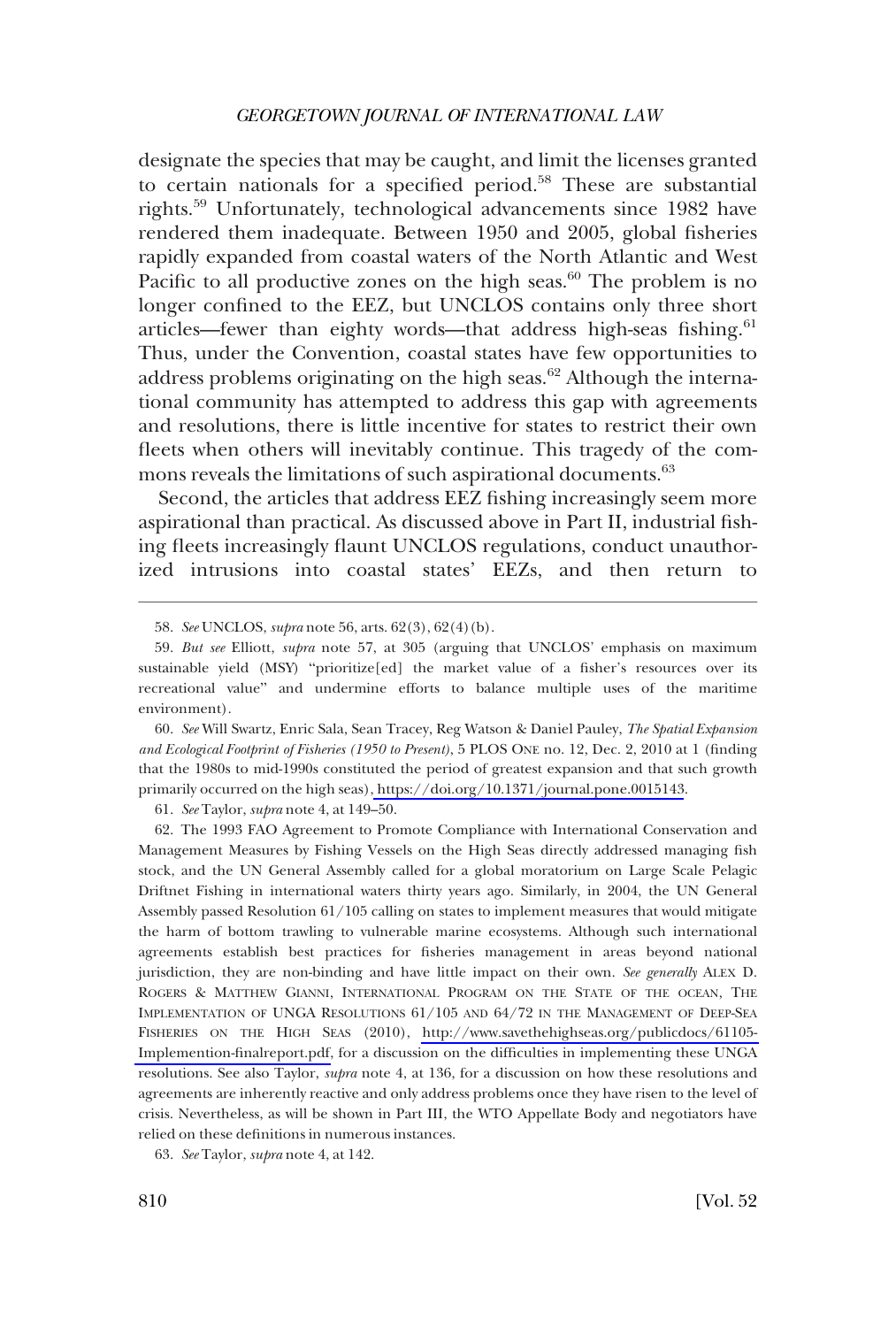designate the species that may be caught, and limit the licenses granted to certain nationals for a specified period.[58] These are substantial rights.[59] Unfortunately, technological advancements since 1982 have rendered them inadequate. Between 1950 and 2005, global fisheries rapidly expanded from coastal waters of the North Atlantic and West Pacific to all productive zones on the high seas.[60] The problem is no longer confined to the EEZ, but UNCLOS contains only three short articles—fewer than eighty words—that address high-seas fishing.[61] Thus, under the Convention, coastal states have few opportunities to address problems originating on the high seas.[62] Although the international community has attempted to address this gap with agreements and resolutions, there is little incentive for states to restrict their own fleets when others will inevitably continue. This tragedy of the commons reveals the limitations of such aspirational documents.[63]

Second, the articles that address EEZ fishing increasingly seem more aspirational than practical. As discussed above in Part II, industrial fishing fleets increasingly flaunt UNCLOS regulations, conduct unauthorized intrusions into coastal states' EEZs, and then return to

58. *See* UNCLOS, *supra* note 56, arts. 62(3), 62(4)(b).

59. *But see* Elliott, *supra* note 57, at 305 (arguing that UNCLOS' emphasis on maximum sustainable yield (MSY) "prioritize[ed] the market value of a fisher's resources over its recreational value" and undermine efforts to balance multiple uses of the maritime environment).

60. *See* Will Swartz, Enric Sala, Sean Tracey, Reg Watson & Daniel Pauley, *The Spatial Expansion and Ecological Footprint of Fisheries (1950 to Present)*, 5 PLOS ONE no. 12, Dec. 2, 2010 at 1 (finding that the 1980s to mid-1990s constituted the period of greatest expansion and that such growth primarily occurred on the high seas), https://doi.org/10.1371/journal.pone.0015143.

61. *See* Taylor, *supra* note 4, at 149–50.

62. The 1993 FAO Agreement to Promote Compliance with International Conservation and Management Measures by Fishing Vessels on the High Seas directly addressed managing fish stock, and the UN General Assembly called for a global moratorium on Large Scale Pelagic Driftnet Fishing in international waters thirty years ago. Similarly, in 2004, the UN General Assembly passed Resolution 61/105 calling on states to implement measures that would mitigate the harm of bottom trawling to vulnerable marine ecosystems. Although such international agreements establish best practices for fisheries management in areas beyond national jurisdiction, they are non-binding and have little impact on their own. *See generally* ALEX D. ROGERS & MATTHEW GIANNI, INTERNATIONAL PROGRAM ON THE STATE OF THE OCEAN, THE IMPLEMENTATION OF UNGA RESOLUTIONS 61/105 AND 64/72 IN THE MANAGEMENT OF DEEP-SEA FISHERIES ON THE HIGH SEAS (2010), http://www.savethehighseas.org/publicdocs/61105-Implemention-finalreport.pdf, for a discussion on the difficulties in implementing these UNGA resolutions. See also Taylor, *supra* note 4, at 136, for a discussion on how these resolutions and agreements are inherently reactive and only address problems once they have risen to the level of crisis. Nevertheless, as will be shown in Part III, the WTO Appellate Body and negotiators have relied on these definitions in numerous instances.

63. *See* Taylor, *supra* note 4, at 142.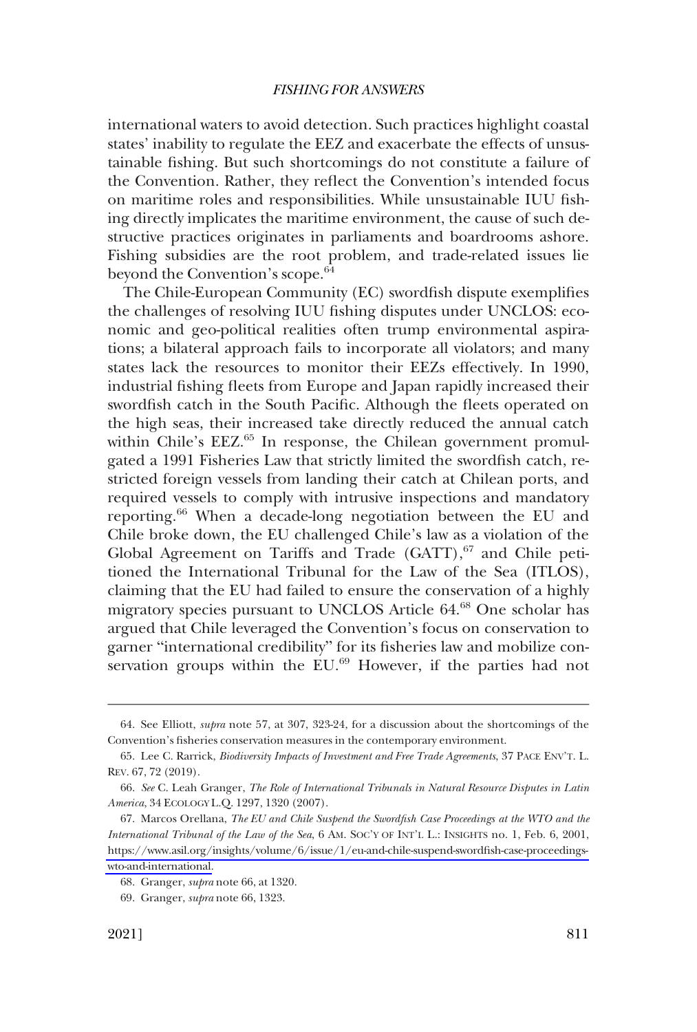international waters to avoid detection. Such practices highlight coastal states' inability to regulate the EEZ and exacerbate the effects of unsustainable fishing. But such shortcomings do not constitute a failure of the Convention. Rather, they reflect the Convention's intended focus on maritime roles and responsibilities. While unsustainable IUU fishing directly implicates the maritime environment, the cause of such destructive practices originates in parliaments and boardrooms ashore. Fishing subsidies are the root problem, and trade-related issues lie beyond the Convention's scope.[64]

The Chile-European Community (EC) swordfish dispute exemplifies the challenges of resolving IUU fishing disputes under UNCLOS: economic and geo-political realities often trump environmental aspirations; a bilateral approach fails to incorporate all violators; and many states lack the resources to monitor their EEZs effectively. In 1990, industrial fishing fleets from Europe and Japan rapidly increased their swordfish catch in the South Pacific. Although the fleets operated on the high seas, their increased take directly reduced the annual catch within Chile's EEZ.[65] In response, the Chilean government promulgated a 1991 Fisheries Law that strictly limited the swordfish catch, restricted foreign vessels from landing their catch at Chilean ports, and required vessels to comply with intrusive inspections and mandatory reporting.[66] When a decade-long negotiation between the EU and Chile broke down, the EU challenged Chile's law as a violation of the Global Agreement on Tariffs and Trade (GATT),[67] and Chile petitioned the International Tribunal for the Law of the Sea (ITLOS), claiming that the EU had failed to ensure the conservation of a highly migratory species pursuant to UNCLOS Article 64.[68] One scholar has argued that Chile leveraged the Convention's focus on conservation to garner "international credibility" for its fisheries law and mobilize conservation groups within the EU.[69] However, if the parties had not

64. See Elliott, *supra* note 57, at 307, 323-24, for a discussion about the shortcomings of the Convention's fisheries conservation measures in the contemporary environment.

65. Lee C. Rarrick, *Biodiversity Impacts of Investment and Free Trade Agreements*, 37 PACE ENV'T. L. REV. 67, 72 (2019).

66. *See* C. Leah Granger, *The Role of International Tribunals in Natural Resource Disputes in Latin America*, 34 ECOLOGY L.Q. 1297, 1320 (2007).

67. Marcos Orellana, *The EU and Chile Suspend the Swordfish Case Proceedings at the WTO and the International Tribunal of the Law of the Sea*, 6 AM. SOC'Y OF INT'L L.: INSIGHTS no. 1, Feb. 6, 2001, https://www.asil.org/insights/volume/6/issue/1/eu-and-chile-suspend-swordfish-case-proceedings-wto-and-international.

68. Granger, *supra* note 66, at 1320.

69. Granger, *supra* note 66, 1323.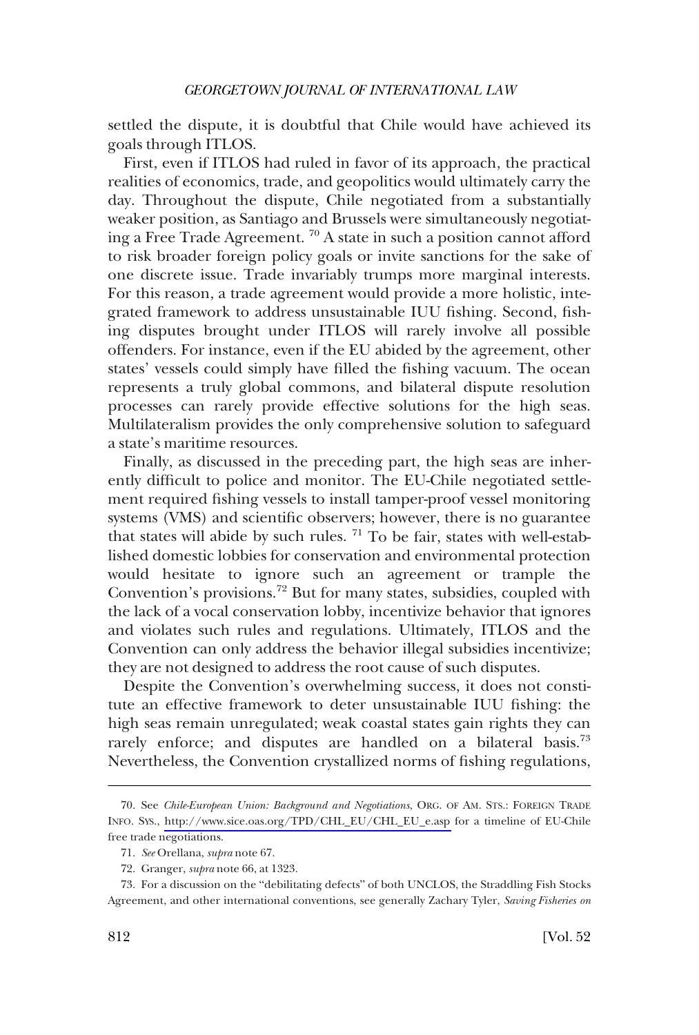settled the dispute, it is doubtful that Chile would have achieved its goals through ITLOS.

First, even if ITLOS had ruled in favor of its approach, the practical realities of economics, trade, and geopolitics would ultimately carry the day. Throughout the dispute, Chile negotiated from a substantially weaker position, as Santiago and Brussels were simultaneously negotiating a Free Trade Agreement. [70] A state in such a position cannot afford to risk broader foreign policy goals or invite sanctions for the sake of one discrete issue. Trade invariably trumps more marginal interests. For this reason, a trade agreement would provide a more holistic, integrated framework to address unsustainable IUU fishing. Second, fishing disputes brought under ITLOS will rarely involve all possible offenders. For instance, even if the EU abided by the agreement, other states' vessels could simply have filled the fishing vacuum. The ocean represents a truly global commons, and bilateral dispute resolution processes can rarely provide effective solutions for the high seas. Multilateralism provides the only comprehensive solution to safeguard a state's maritime resources.

Finally, as discussed in the preceding part, the high seas are inherently difficult to police and monitor. The EU-Chile negotiated settlement required fishing vessels to install tamper-proof vessel monitoring systems (VMS) and scientific observers; however, there is no guarantee that states will abide by such rules. [71] To be fair, states with well-established domestic lobbies for conservation and environmental protection would hesitate to ignore such an agreement or trample the Convention's provisions.[72] But for many states, subsidies, coupled with the lack of a vocal conservation lobby, incentivize behavior that ignores and violates such rules and regulations. Ultimately, ITLOS and the Convention can only address the behavior illegal subsidies incentivize; they are not designed to address the root cause of such disputes.

Despite the Convention's overwhelming success, it does not constitute an effective framework to deter unsustainable IUU fishing: the high seas remain unregulated; weak coastal states gain rights they can rarely enforce; and disputes are handled on a bilateral basis.[73] Nevertheless, the Convention crystallized norms of fishing regulations,

---

70. See *Chile-European Union: Background and Negotiations*, ORG. OF AM. STS.: FOREIGN TRADE INFO. SYS., http://www.sice.oas.org/TPD/CHL_EU/CHL_EU_e.asp for a timeline of EU-Chile free trade negotiations.

71. *See* Orellana, *supra* note 67.

72. Granger, *supra* note 66, at 1323.

73. For a discussion on the "debilitating defects" of both UNCLOS, the Straddling Fish Stocks Agreement, and other international conventions, see generally Zachary Tyler, *Saving Fisheries on*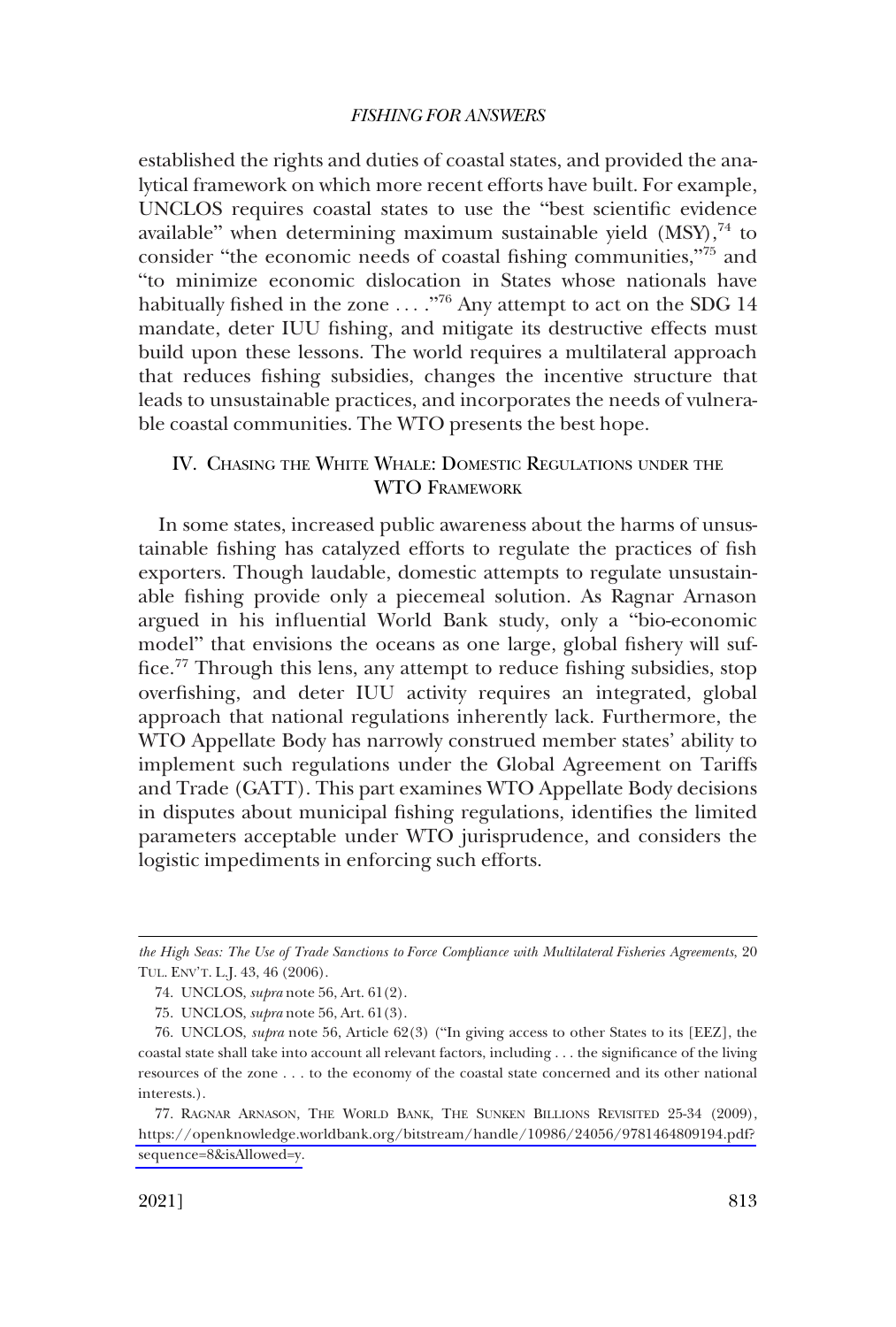established the rights and duties of coastal states, and provided the analytical framework on which more recent efforts have built. For example, UNCLOS requires coastal states to use the "best scientific evidence available" when determining maximum sustainable yield (MSY),[74] to consider "the economic needs of coastal fishing communities,"[75] and "to minimize economic dislocation in States whose nationals have habitually fished in the zone . . . ."[76] Any attempt to act on the SDG 14 mandate, deter IUU fishing, and mitigate its destructive effects must build upon these lessons. The world requires a multilateral approach that reduces fishing subsidies, changes the incentive structure that leads to unsustainable practices, and incorporates the needs of vulnerable coastal communities. The WTO presents the best hope.

## IV. Chasing the White Whale: Domestic Regulations under the WTO Framework

In some states, increased public awareness about the harms of unsustainable fishing has catalyzed efforts to regulate the practices of fish exporters. Though laudable, domestic attempts to regulate unsustainable fishing provide only a piecemeal solution. As Ragnar Arnason argued in his influential World Bank study, only a "bio-economic model" that envisions the oceans as one large, global fishery will suffice.[77] Through this lens, any attempt to reduce fishing subsidies, stop overfishing, and deter IUU activity requires an integrated, global approach that national regulations inherently lack. Furthermore, the WTO Appellate Body has narrowly construed member states' ability to implement such regulations under the Global Agreement on Tariffs and Trade (GATT). This part examines WTO Appellate Body decisions in disputes about municipal fishing regulations, identifies the limited parameters acceptable under WTO jurisprudence, and considers the logistic impediments in enforcing such efforts.

---

*the High Seas: The Use of Trade Sanctions to Force Compliance with Multilateral Fisheries Agreements*, 20 Tul. Env't. L.J. 43, 46 (2006).

74. UNCLOS, *supra* note 56, Art. 61(2).

75. UNCLOS, *supra* note 56, Art. 61(3).

76. UNCLOS, *supra* note 56, Article 62(3) ("In giving access to other States to its [EEZ], the coastal state shall take into account all relevant factors, including . . . the significance of the living resources of the zone . . . to the economy of the coastal state concerned and its other national interests.).

77. Ragnar Arnason, The World Bank, The Sunken Billions Revisited 25-34 (2009), https://openknowledge.worldbank.org/bitstream/handle/10986/24056/9781464809194.pdf?sequence=8&isAllowed=y.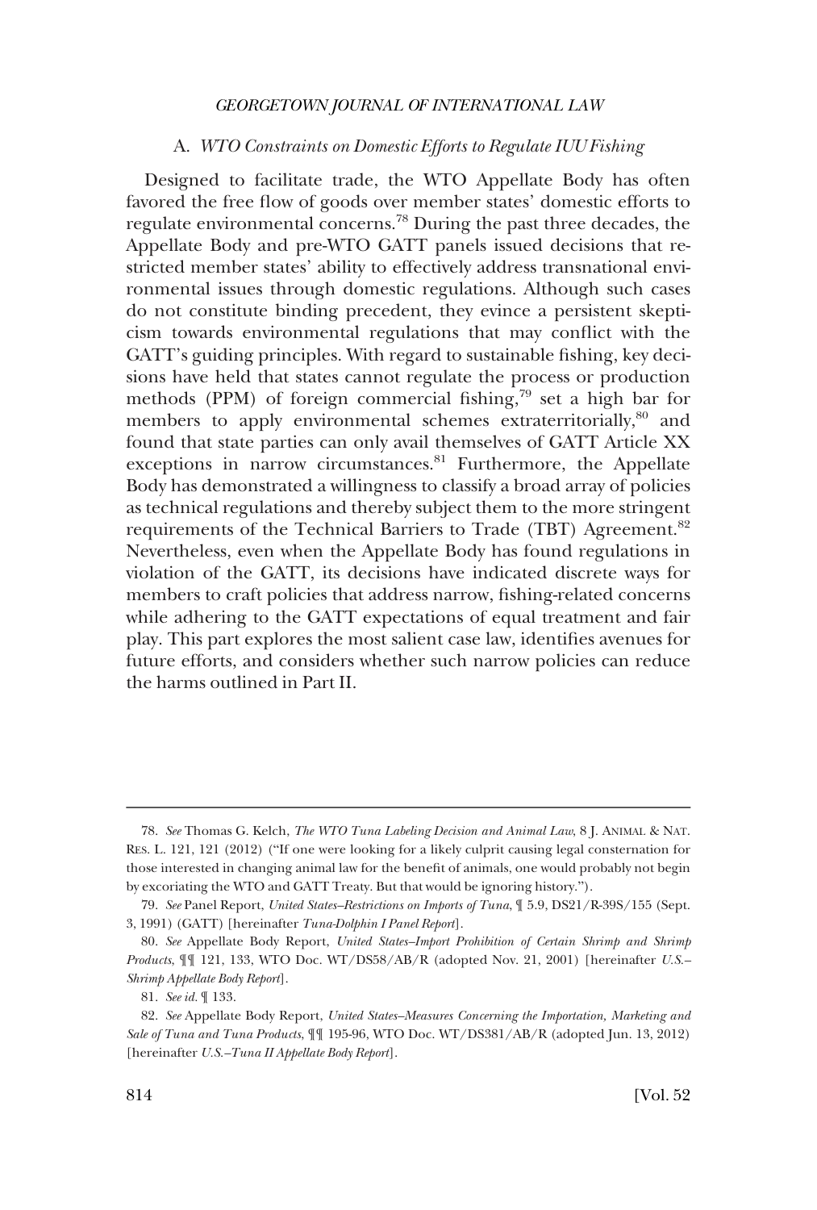### A. *WTO Constraints on Domestic Efforts to Regulate IUU Fishing*

Designed to facilitate trade, the WTO Appellate Body has often favored the free flow of goods over member states' domestic efforts to regulate environmental concerns.[78] During the past three decades, the Appellate Body and pre-WTO GATT panels issued decisions that restricted member states' ability to effectively address transnational environmental issues through domestic regulations. Although such cases do not constitute binding precedent, they evince a persistent skepticism towards environmental regulations that may conflict with the GATT's guiding principles. With regard to sustainable fishing, key decisions have held that states cannot regulate the process or production methods (PPM) of foreign commercial fishing,[79] set a high bar for members to apply environmental schemes extraterritorially,[80] and found that state parties can only avail themselves of GATT Article XX exceptions in narrow circumstances.[81] Furthermore, the Appellate Body has demonstrated a willingness to classify a broad array of policies as technical regulations and thereby subject them to the more stringent requirements of the Technical Barriers to Trade (TBT) Agreement.[82] Nevertheless, even when the Appellate Body has found regulations in violation of the GATT, its decisions have indicated discrete ways for members to craft policies that address narrow, fishing-related concerns while adhering to the GATT expectations of equal treatment and fair play. This part explores the most salient case law, identifies avenues for future efforts, and considers whether such narrow policies can reduce the harms outlined in Part II.

---

78. *See* Thomas G. Kelch, *The WTO Tuna Labeling Decision and Animal Law*, 8 J. ANIMAL & NAT. RES. L. 121, 121 (2012) ("If one were looking for a likely culprit causing legal consternation for those interested in changing animal law for the benefit of animals, one would probably not begin by excoriating the WTO and GATT Treaty. But that would be ignoring history.").

79. *See* Panel Report, *United States–Restrictions on Imports of Tuna*, ¶ 5.9, DS21/R-39S/155 (Sept. 3, 1991) (GATT) [hereinafter *Tuna-Dolphin I Panel Report*].

80. *See* Appellate Body Report, *United States–Import Prohibition of Certain Shrimp and Shrimp Products*, ¶¶ 121, 133, WTO Doc. WT/DS58/AB/R (adopted Nov. 21, 2001) [hereinafter *U.S.–Shrimp Appellate Body Report*].

81. *See id.* ¶ 133.

82. *See* Appellate Body Report, *United States–Measures Concerning the Importation, Marketing and Sale of Tuna and Tuna Products*, ¶¶ 195-96, WTO Doc. WT/DS381/AB/R (adopted Jun. 13, 2012) [hereinafter *U.S.–Tuna II Appellate Body Report*].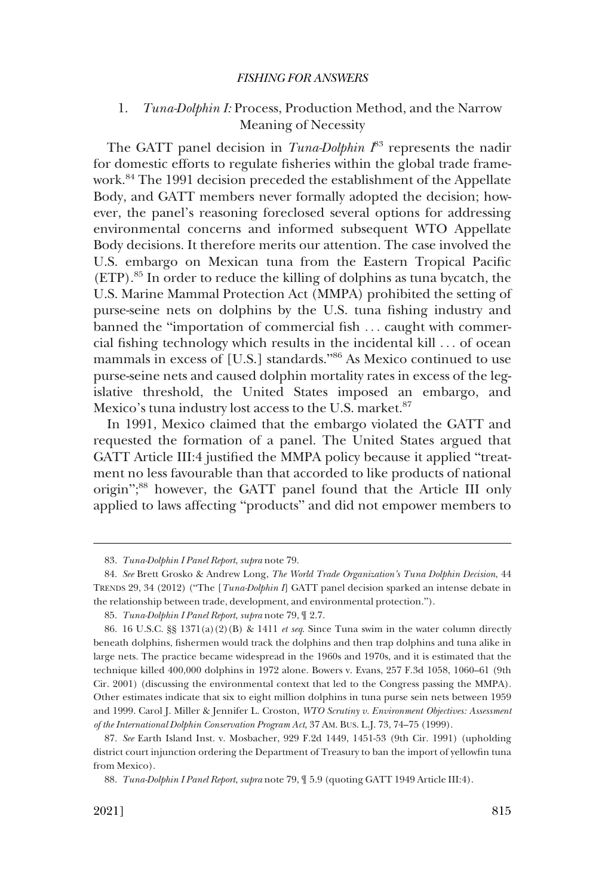### 1. *Tuna-Dolphin I:* Process, Production Method, and the Narrow Meaning of Necessity

The GATT panel decision in *Tuna-Dolphin I*[83] represents the nadir for domestic efforts to regulate fisheries within the global trade framework.[84] The 1991 decision preceded the establishment of the Appellate Body, and GATT members never formally adopted the decision; however, the panel's reasoning foreclosed several options for addressing environmental concerns and informed subsequent WTO Appellate Body decisions. It therefore merits our attention. The case involved the U.S. embargo on Mexican tuna from the Eastern Tropical Pacific (ETP).[85] In order to reduce the killing of dolphins as tuna bycatch, the U.S. Marine Mammal Protection Act (MMPA) prohibited the setting of purse-seine nets on dolphins by the U.S. tuna fishing industry and banned the "importation of commercial fish . . . caught with commercial fishing technology which results in the incidental kill . . . of ocean mammals in excess of [U.S.] standards."[86] As Mexico continued to use purse-seine nets and caused dolphin mortality rates in excess of the legislative threshold, the United States imposed an embargo, and Mexico's tuna industry lost access to the U.S. market.[87]

In 1991, Mexico claimed that the embargo violated the GATT and requested the formation of a panel. The United States argued that GATT Article III:4 justified the MMPA policy because it applied "treatment no less favourable than that accorded to like products of national origin";[88] however, the GATT panel found that the Article III only applied to laws affecting "products" and did not empower members to

---

83. *Tuna-Dolphin I Panel Report*, *supra* note 79.

84. *See* Brett Grosko & Andrew Long, *The World Trade Organization's Tuna Dolphin Decision*, 44 TRENDS 29, 34 (2012) ("The [*Tuna-Dolphin I*] GATT panel decision sparked an intense debate in the relationship between trade, development, and environmental protection.").

85. *Tuna-Dolphin I Panel Report*, *supra* note 79, ¶ 2.7.

86. 16 U.S.C. §§ 1371(a)(2)(B) & 1411 *et seq.* Since Tuna swim in the water column directly beneath dolphins, fishermen would track the dolphins and then trap dolphins and tuna alike in large nets. The practice became widespread in the 1960s and 1970s, and it is estimated that the technique killed 400,000 dolphins in 1972 alone. Bowers v. Evans, 257 F.3d 1058, 1060–61 (9th Cir. 2001) (discussing the environmental context that led to the Congress passing the MMPA). Other estimates indicate that six to eight million dolphins in tuna purse sein nets between 1959 and 1999. Carol J. Miller & Jennifer L. Croston, *WTO Scrutiny v. Environment Objectives: Assessment of the International Dolphin Conservation Program Act*, 37 AM. BUS. L.J. 73, 74–75 (1999).

87. *See* Earth Island Inst. v. Mosbacher, 929 F.2d 1449, 1451-53 (9th Cir. 1991) (upholding district court injunction ordering the Department of Treasury to ban the import of yellowfin tuna from Mexico).

88. *Tuna-Dolphin I Panel Report*, *supra* note 79, ¶ 5.9 (quoting GATT 1949 Article III:4).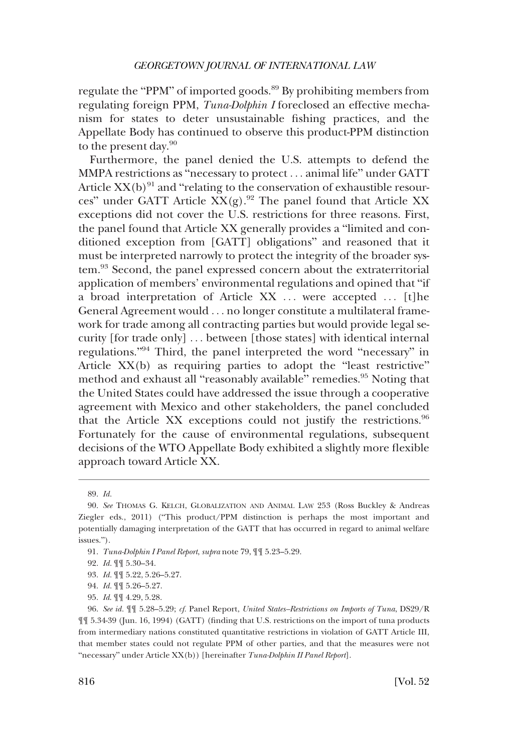regulate the "PPM" of imported goods.[89] By prohibiting members from regulating foreign PPM, *Tuna-Dolphin I* foreclosed an effective mechanism for states to deter unsustainable fishing practices, and the Appellate Body has continued to observe this product-PPM distinction to the present day.[90]

Furthermore, the panel denied the U.S. attempts to defend the MMPA restrictions as "necessary to protect . . . animal life" under GATT Article XX(b)[91] and "relating to the conservation of exhaustible resources" under GATT Article XX(g).[92] The panel found that Article XX exceptions did not cover the U.S. restrictions for three reasons. First, the panel found that Article XX generally provides a "limited and conditioned exception from [GATT] obligations" and reasoned that it must be interpreted narrowly to protect the integrity of the broader system.[93] Second, the panel expressed concern about the extraterritorial application of members' environmental regulations and opined that "if a broad interpretation of Article XX . . . were accepted . . . [t]he General Agreement would . . . no longer constitute a multilateral framework for trade among all contracting parties but would provide legal security [for trade only] . . . between [those states] with identical internal regulations."[94] Third, the panel interpreted the word "necessary" in Article XX(b) as requiring parties to adopt the "least restrictive" method and exhaust all "reasonably available" remedies.[95] Noting that the United States could have addressed the issue through a cooperative agreement with Mexico and other stakeholders, the panel concluded that the Article XX exceptions could not justify the restrictions.[96] Fortunately for the cause of environmental regulations, subsequent decisions of the WTO Appellate Body exhibited a slightly more flexible approach toward Article XX.

---

89. *Id.*

90. *See* THOMAS G. KELCH, GLOBALIZATION AND ANIMAL LAW 253 (Ross Buckley & Andreas Ziegler eds., 2011) ("This product/PPM distinction is perhaps the most important and potentially damaging interpretation of the GATT that has occurred in regard to animal welfare issues.").

91. *Tuna-Dolphin I Panel Report*, *supra* note 79, ¶¶ 5.23–5.29.

92. *Id.* ¶¶ 5.30–34.

93. *Id.* ¶¶ 5.22, 5.26–5.27.

94. *Id.* ¶¶ 5.26–5.27.

95. *Id.* ¶¶ 4.29, 5.28.

96. *See id.* ¶¶ 5.28–5.29; *cf.* Panel Report, *United States–Restrictions on Imports of Tuna*, DS29/R ¶¶ 5.34-39 (Jun. 16, 1994) (GATT) (finding that U.S. restrictions on the import of tuna products from intermediary nations constituted quantitative restrictions in violation of GATT Article III, that member states could not regulate PPM of other parties, and that the measures were not "necessary" under Article XX(b)) [hereinafter *Tuna-Dolphin II Panel Report*].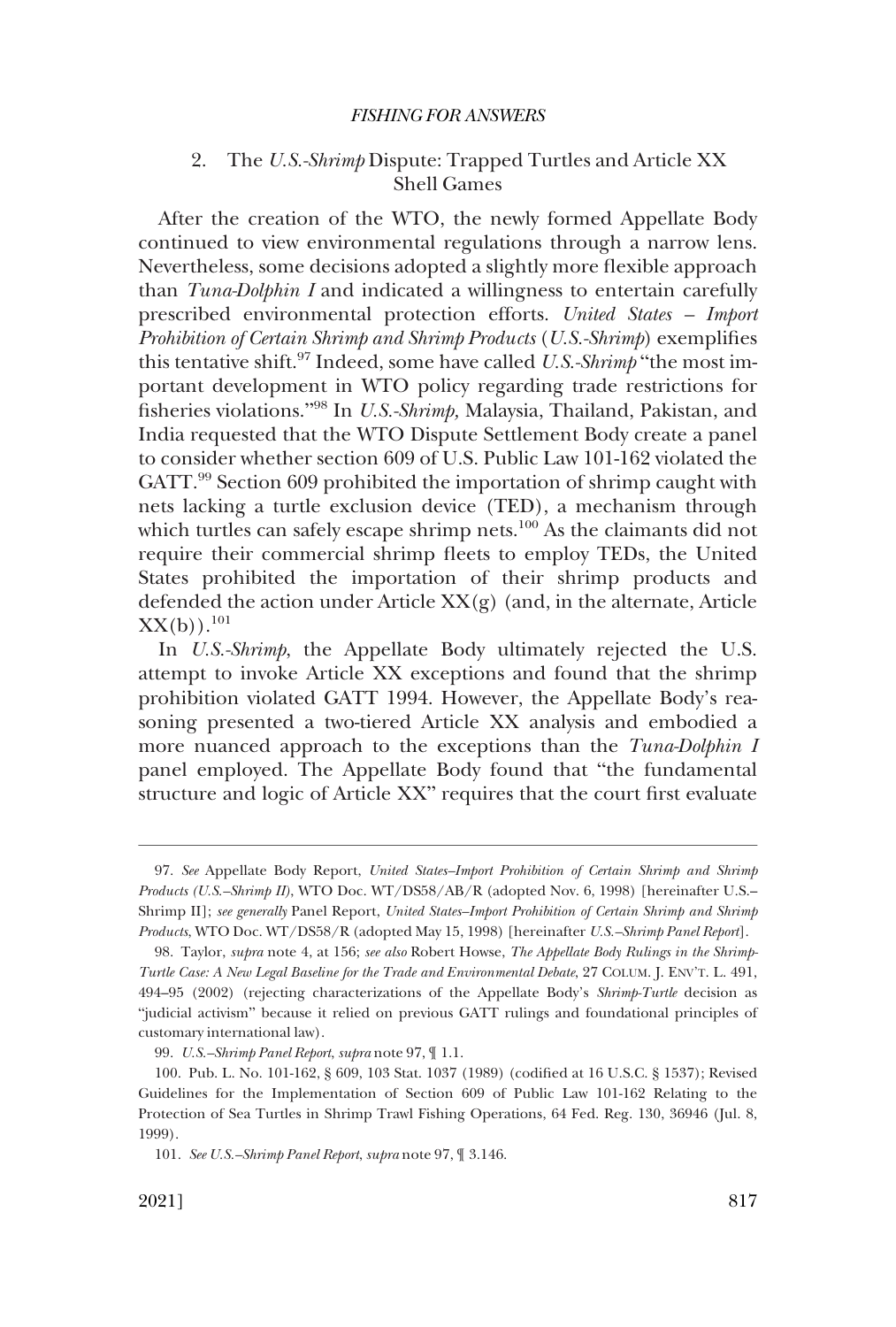### 2. The *U.S.-Shrimp* Dispute: Trapped Turtles and Article XX Shell Games

After the creation of the WTO, the newly formed Appellate Body continued to view environmental regulations through a narrow lens. Nevertheless, some decisions adopted a slightly more flexible approach than *Tuna-Dolphin I* and indicated a willingness to entertain carefully prescribed environmental protection efforts. *United States – Import Prohibition of Certain Shrimp and Shrimp Products* (*U.S.-Shrimp*) exemplifies this tentative shift.[97] Indeed, some have called *U.S.-Shrimp* "the most important development in WTO policy regarding trade restrictions for fisheries violations."[98] In *U.S.-Shrimp*, Malaysia, Thailand, Pakistan, and India requested that the WTO Dispute Settlement Body create a panel to consider whether section 609 of U.S. Public Law 101-162 violated the GATT.[99] Section 609 prohibited the importation of shrimp caught with nets lacking a turtle exclusion device (TED), a mechanism through which turtles can safely escape shrimp nets.[100] As the claimants did not require their commercial shrimp fleets to employ TEDs, the United States prohibited the importation of their shrimp products and defended the action under Article XX(g) (and, in the alternate, Article XX(b)).[101]

In *U.S.-Shrimp*, the Appellate Body ultimately rejected the U.S. attempt to invoke Article XX exceptions and found that the shrimp prohibition violated GATT 1994. However, the Appellate Body's reasoning presented a two-tiered Article XX analysis and embodied a more nuanced approach to the exceptions than the *Tuna-Dolphin I* panel employed. The Appellate Body found that "the fundamental structure and logic of Article XX" requires that the court first evaluate

---

97. *See* Appellate Body Report, *United States–Import Prohibition of Certain Shrimp and Shrimp Products (U.S.–Shrimp II)*, WTO Doc. WT/DS58/AB/R (adopted Nov. 6, 1998) [hereinafter U.S.–Shrimp II]; *see generally* Panel Report, *United States–Import Prohibition of Certain Shrimp and Shrimp Products*, WTO Doc. WT/DS58/R (adopted May 15, 1998) [hereinafter *U.S.–Shrimp Panel Report*].

98. Taylor, *supra* note 4, at 156; *see also* Robert Howse, *The Appellate Body Rulings in the Shrimp-Turtle Case: A New Legal Baseline for the Trade and Environmental Debate*, 27 COLUM. J. ENV'T. L. 491, 494–95 (2002) (rejecting characterizations of the Appellate Body's *Shrimp-Turtle* decision as "judicial activism" because it relied on previous GATT rulings and foundational principles of customary international law).

99. *U.S.–Shrimp Panel Report*, *supra* note 97, ¶ 1.1.

100. Pub. L. No. 101-162, § 609, 103 Stat. 1037 (1989) (codified at 16 U.S.C. § 1537); Revised Guidelines for the Implementation of Section 609 of Public Law 101-162 Relating to the Protection of Sea Turtles in Shrimp Trawl Fishing Operations, 64 Fed. Reg. 130, 36946 (Jul. 8, 1999).

101. *See U.S.–Shrimp Panel Report*, *supra* note 97, ¶ 3.146.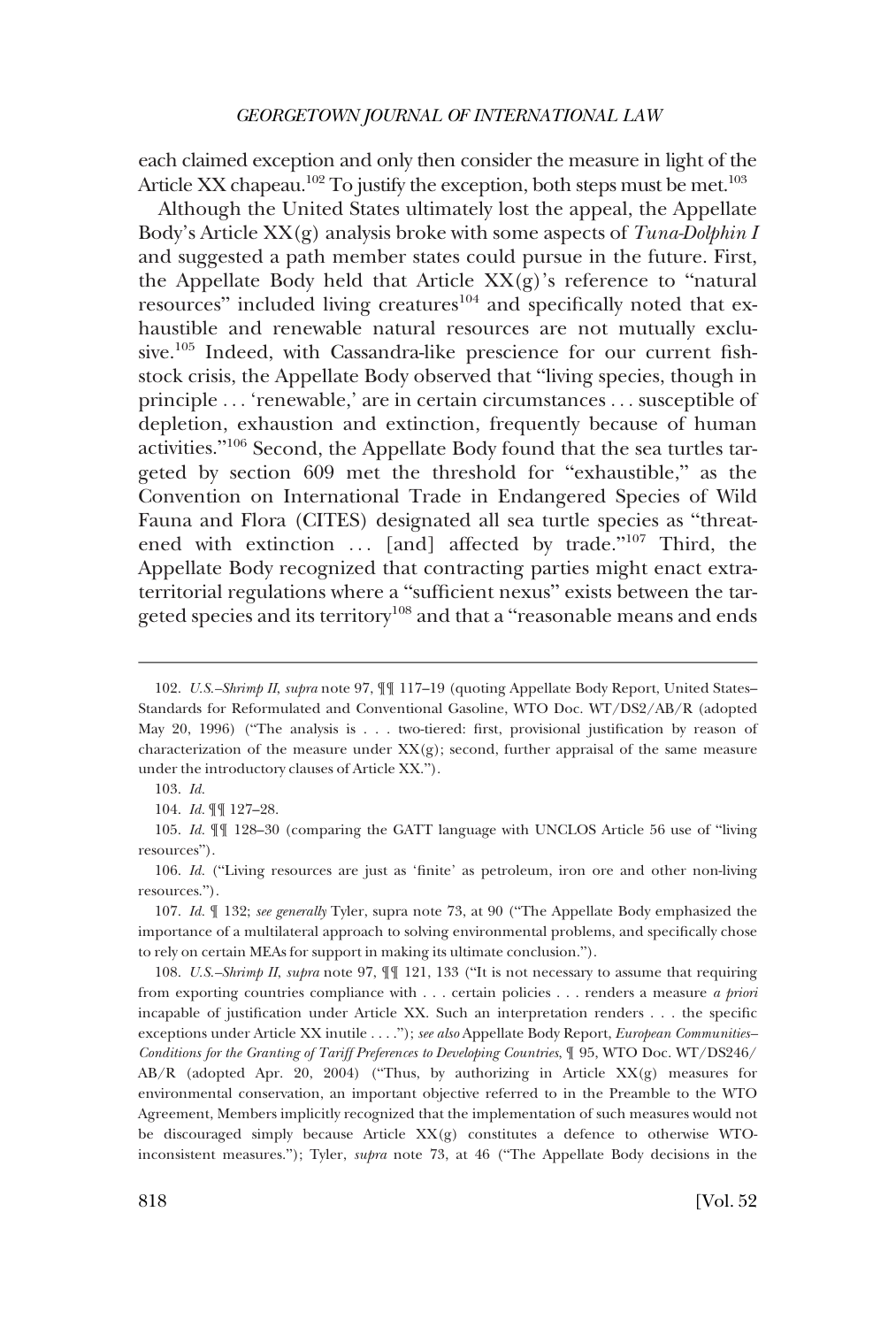each claimed exception and only then consider the measure in light of the Article XX chapeau.[102] To justify the exception, both steps must be met.[103]

Although the United States ultimately lost the appeal, the Appellate Body's Article XX(g) analysis broke with some aspects of *Tuna-Dolphin I* and suggested a path member states could pursue in the future. First, the Appellate Body held that Article XX(g)'s reference to "natural resources" included living creatures[104] and specifically noted that exhaustible and renewable natural resources are not mutually exclusive.[105] Indeed, with Cassandra-like prescience for our current fish-stock crisis, the Appellate Body observed that "living species, though in principle . . . 'renewable,' are in certain circumstances . . . susceptible of depletion, exhaustion and extinction, frequently because of human activities."[106] Second, the Appellate Body found that the sea turtles targeted by section 609 met the threshold for "exhaustible," as the Convention on International Trade in Endangered Species of Wild Fauna and Flora (CITES) designated all sea turtle species as "threatened with extinction . . . [and] affected by trade."[107] Third, the Appellate Body recognized that contracting parties might enact extraterritorial regulations where a "sufficient nexus" exists between the targeted species and its territory[108] and that a "reasonable means and ends

---

102. *U.S.–Shrimp II*, *supra* note 97, ¶¶ 117–19 (quoting Appellate Body Report, United States–Standards for Reformulated and Conventional Gasoline, WTO Doc. WT/DS2/AB/R (adopted May 20, 1996) ("The analysis is . . . two-tiered: first, provisional justification by reason of characterization of the measure under XX(g); second, further appraisal of the same measure under the introductory clauses of Article XX.").

103. *Id.*

104. *Id.* ¶¶ 127–28.

105. *Id.* ¶¶ 128–30 (comparing the GATT language with UNCLOS Article 56 use of "living resources").

106. *Id.* ("Living resources are just as 'finite' as petroleum, iron ore and other non-living resources.").

107. *Id.* ¶ 132; *see generally* Tyler, supra note 73, at 90 ("The Appellate Body emphasized the importance of a multilateral approach to solving environmental problems, and specifically chose to rely on certain MEAs for support in making its ultimate conclusion.").

108. *U.S.–Shrimp II*, *supra* note 97, ¶¶ 121, 133 ("It is not necessary to assume that requiring from exporting countries compliance with . . . certain policies . . . renders a measure *a priori* incapable of justification under Article XX. Such an interpretation renders . . . the specific exceptions under Article XX inutile . . . ."); *see also* Appellate Body Report, *European Communities–Conditions for the Granting of Tariff Preferences to Developing Countries*, ¶ 95, WTO Doc. WT/DS246/AB/R (adopted Apr. 20, 2004) ("Thus, by authorizing in Article XX(g) measures for environmental conservation, an important objective referred to in the Preamble to the WTO Agreement, Members implicitly recognized that the implementation of such measures would not be discouraged simply because Article XX(g) constitutes a defence to otherwise WTO-inconsistent measures."); Tyler, *supra* note 73, at 46 ("The Appellate Body decisions in the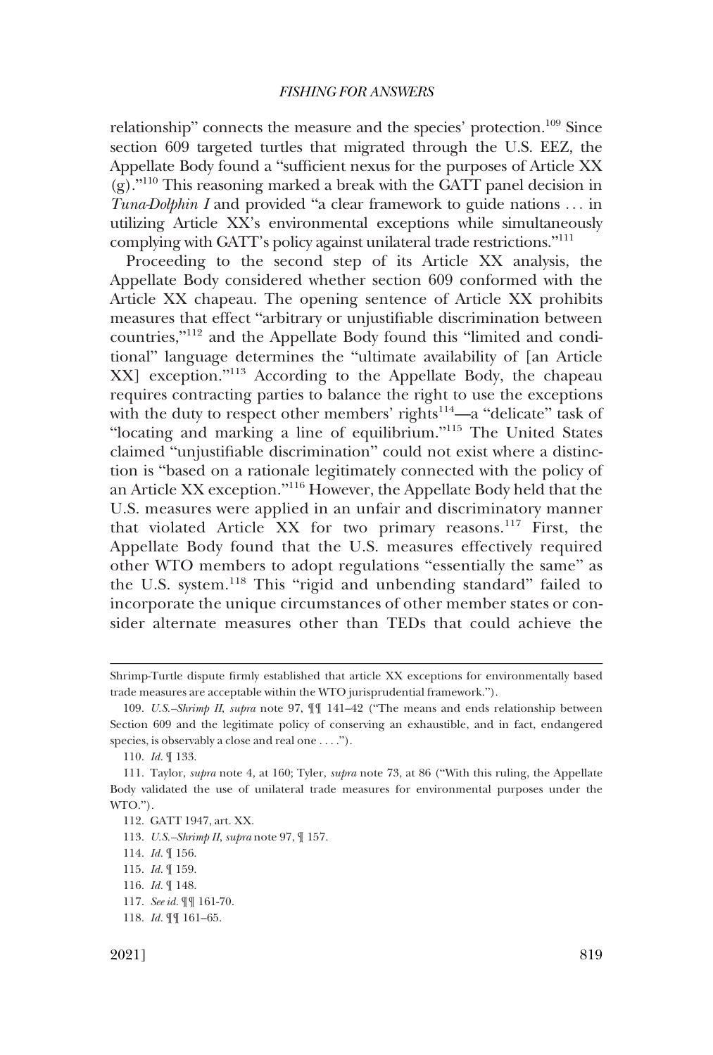relationship" connects the measure and the species' protection.[109] Since section 609 targeted turtles that migrated through the U.S. EEZ, the Appellate Body found a "sufficient nexus for the purposes of Article XX (g)."[110] This reasoning marked a break with the GATT panel decision in *Tuna-Dolphin I* and provided "a clear framework to guide nations . . . in utilizing Article XX's environmental exceptions while simultaneously complying with GATT's policy against unilateral trade restrictions."[111]

Proceeding to the second step of its Article XX analysis, the Appellate Body considered whether section 609 conformed with the Article XX chapeau. The opening sentence of Article XX prohibits measures that effect "arbitrary or unjustifiable discrimination between countries,"[112] and the Appellate Body found this "limited and conditional" language determines the "ultimate availability of [an Article XX] exception."[113] According to the Appellate Body, the chapeau requires contracting parties to balance the right to use the exceptions with the duty to respect other members' rights[114]—a "delicate" task of "locating and marking a line of equilibrium."[115] The United States claimed "unjustifiable discrimination" could not exist where a distinction is "based on a rationale legitimately connected with the policy of an Article XX exception."[116] However, the Appellate Body held that the U.S. measures were applied in an unfair and discriminatory manner that violated Article XX for two primary reasons.[117] First, the Appellate Body found that the U.S. measures effectively required other WTO members to adopt regulations "essentially the same" as the U.S. system.[118] This "rigid and unbending standard" failed to incorporate the unique circumstances of other member states or consider alternate measures other than TEDs that could achieve the

---

Shrimp-Turtle dispute firmly established that article XX exceptions for environmentally based trade measures are acceptable within the WTO jurisprudential framework.").

109. *U.S.–Shrimp II*, *supra* note 97, ¶¶ 141–42 ("The means and ends relationship between Section 609 and the legitimate policy of conserving an exhaustible, and in fact, endangered species, is observably a close and real one . . . .").

110. *Id.* ¶ 133.

111. Taylor, *supra* note 4, at 160; Tyler, *supra* note 73, at 86 ("With this ruling, the Appellate Body validated the use of unilateral trade measures for environmental purposes under the WTO.").

112. GATT 1947, art. XX.

113. *U.S.–Shrimp II*, *supra* note 97, ¶ 157.

114. *Id.* ¶ 156.

115. *Id.* ¶ 159.

116. *Id.* ¶ 148.

117. *See id.* ¶¶ 161-70.

118. *Id.* ¶¶ 161–65.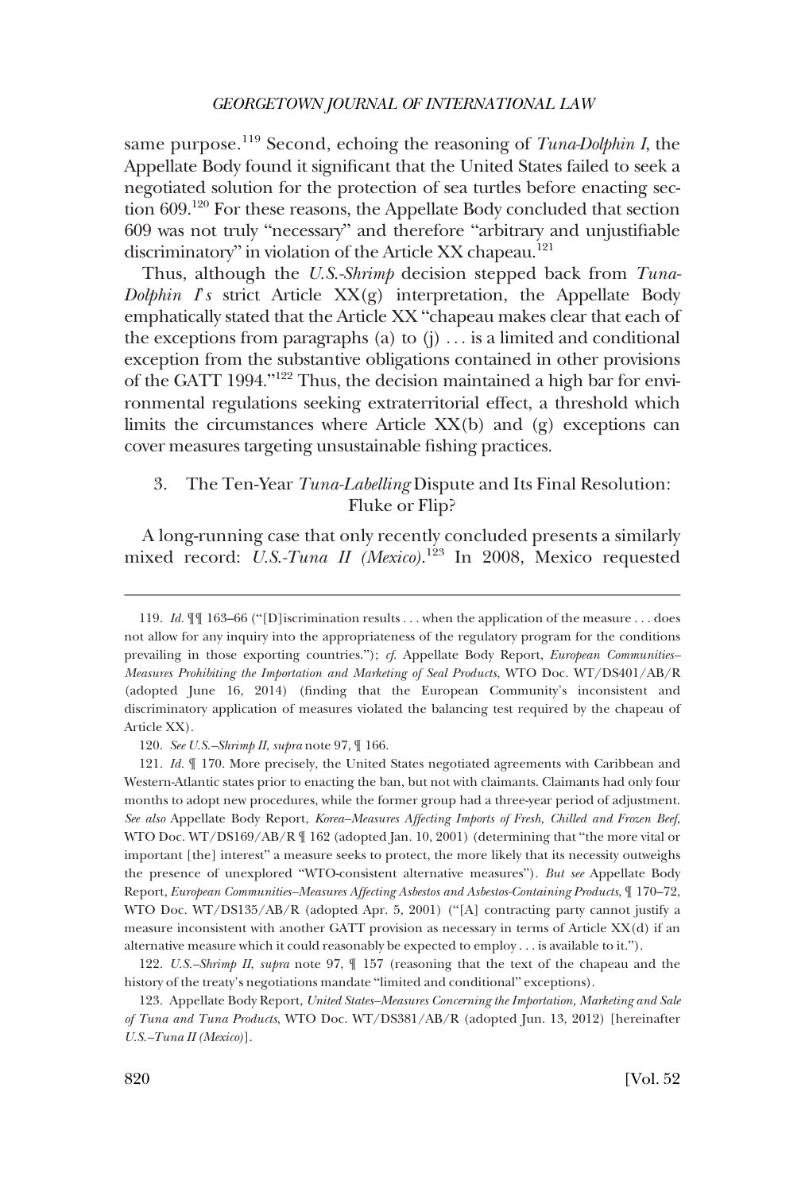same purpose.[119] Second, echoing the reasoning of *Tuna-Dolphin I*, the Appellate Body found it significant that the United States failed to seek a negotiated solution for the protection of sea turtles before enacting section 609.[120] For these reasons, the Appellate Body concluded that section 609 was not truly "necessary" and therefore "arbitrary and unjustifiable discriminatory" in violation of the Article XX chapeau.[121]

Thus, although the *U.S.-Shrimp* decision stepped back from *Tuna-Dolphin I's* strict Article XX(g) interpretation, the Appellate Body emphatically stated that the Article XX "chapeau makes clear that each of the exceptions from paragraphs (a) to (j) . . . is a limited and conditional exception from the substantive obligations contained in other provisions of the GATT 1994."[122] Thus, the decision maintained a high bar for environmental regulations seeking extraterritorial effect, a threshold which limits the circumstances where Article XX(b) and (g) exceptions can cover measures targeting unsustainable fishing practices.

### 3. The Ten-Year *Tuna-Labelling* Dispute and Its Final Resolution: Fluke or Flip?

A long-running case that only recently concluded presents a similarly mixed record: *U.S.-Tuna II (Mexico)*.[123] In 2008, Mexico requested

---

119. *Id.* ¶¶ 163–66 ("[D]iscrimination results . . . when the application of the measure . . . does not allow for any inquiry into the appropriateness of the regulatory program for the conditions prevailing in those exporting countries."); *cf.* Appellate Body Report, *European Communities–Measures Prohibiting the Importation and Marketing of Seal Products*, WTO Doc. WT/DS401/AB/R (adopted June 16, 2014) (finding that the European Community's inconsistent and discriminatory application of measures violated the balancing test required by the chapeau of Article XX).

120. *See U.S.–Shrimp II*, *supra* note 97, ¶ 166.

121. *Id.* ¶ 170. More precisely, the United States negotiated agreements with Caribbean and Western-Atlantic states prior to enacting the ban, but not with claimants. Claimants had only four months to adopt new procedures, while the former group had a three-year period of adjustment. *See also* Appellate Body Report, *Korea–Measures Affecting Imports of Fresh, Chilled and Frozen Beef*, WTO Doc. WT/DS169/AB/R ¶ 162 (adopted Jan. 10, 2001) (determining that "the more vital or important [the] interest" a measure seeks to protect, the more likely that its necessity outweighs the presence of unexplored "WTO-consistent alternative measures"). *But see* Appellate Body Report, *European Communities–Measures Affecting Asbestos and Asbestos-Containing Products*, ¶ 170–72, WTO Doc. WT/DS135/AB/R (adopted Apr. 5, 2001) ("[A] contracting party cannot justify a measure inconsistent with another GATT provision as necessary in terms of Article XX(d) if an alternative measure which it could reasonably be expected to employ . . . is available to it.").

122. *U.S.–Shrimp II*, *supra* note 97, ¶ 157 (reasoning that the text of the chapeau and the history of the treaty's negotiations mandate "limited and conditional" exceptions).

123. Appellate Body Report, *United States–Measures Concerning the Importation, Marketing and Sale of Tuna and Tuna Products*, WTO Doc. WT/DS381/AB/R (adopted Jun. 13, 2012) [hereinafter *U.S.–Tuna II (Mexico)*].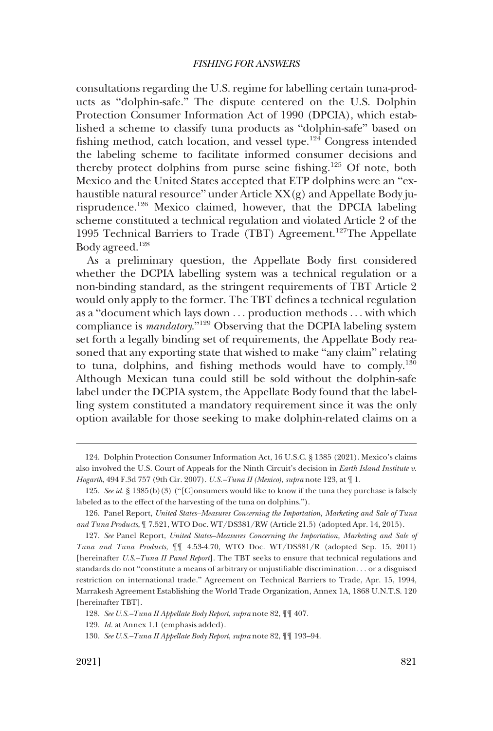consultations regarding the U.S. regime for labelling certain tuna-products as "dolphin-safe." The dispute centered on the U.S. Dolphin Protection Consumer Information Act of 1990 (DPCIA), which established a scheme to classify tuna products as "dolphin-safe" based on fishing method, catch location, and vessel type.[124] Congress intended the labeling scheme to facilitate informed consumer decisions and thereby protect dolphins from purse seine fishing.[125] Of note, both Mexico and the United States accepted that ETP dolphins were an "exhaustible natural resource" under Article XX(g) and Appellate Body jurisprudence.[126] Mexico claimed, however, that the DPCIA labeling scheme constituted a technical regulation and violated Article 2 of the 1995 Technical Barriers to Trade (TBT) Agreement.[127]The Appellate Body agreed.[128]

As a preliminary question, the Appellate Body first considered whether the DCPIA labelling system was a technical regulation or a non-binding standard, as the stringent requirements of TBT Article 2 would only apply to the former. The TBT defines a technical regulation as a "document which lays down . . . production methods . . . with which compliance is *mandatory*."[129] Observing that the DCPIA labeling system set forth a legally binding set of requirements, the Appellate Body reasoned that any exporting state that wished to make "any claim" relating to tuna, dolphins, and fishing methods would have to comply.[130] Although Mexican tuna could still be sold without the dolphin-safe label under the DCPIA system, the Appellate Body found that the labelling system constituted a mandatory requirement since it was the only option available for those seeking to make dolphin-related claims on a

---

124. Dolphin Protection Consumer Information Act, 16 U.S.C. § 1385 (2021). Mexico's claims also involved the U.S. Court of Appeals for the Ninth Circuit's decision in *Earth Island Institute v. Hogarth*, 494 F.3d 757 (9th Cir. 2007). *U.S.–Tuna II (Mexico)*, *supra* note 123, at ¶ 1.

125. *See id.* § 1385(b)(3) ("[C]onsumers would like to know if the tuna they purchase is falsely labeled as to the effect of the harvesting of the tuna on dolphins.").

126. Panel Report, *United States–Measures Concerning the Importation, Marketing and Sale of Tuna and Tuna Products*, ¶ 7.521, WTO Doc. WT/DS381/RW (Article 21.5) (adopted Apr. 14, 2015).

127. *See* Panel Report, *United States–Measures Concerning the Importation, Marketing and Sale of Tuna and Tuna Products*, ¶¶ 4.53-4.70, WTO Doc. WT/DS381/R (adopted Sep. 15, 2011) [hereinafter *U.S.–Tuna II Panel Report*]. The TBT seeks to ensure that technical regulations and standards do not "constitute a means of arbitrary or unjustifiable discrimination. . . or a disguised restriction on international trade." Agreement on Technical Barriers to Trade, Apr. 15, 1994, Marrakesh Agreement Establishing the World Trade Organization, Annex 1A, 1868 U.N.T.S. 120 [hereinafter TBT].

128. *See U.S.–Tuna II Appellate Body Report*, *supra* note 82, ¶¶ 407.

129. *Id.* at Annex 1.1 (emphasis added).

130. *See U.S.–Tuna II Appellate Body Report*, *supra* note 82, ¶¶ 193–94.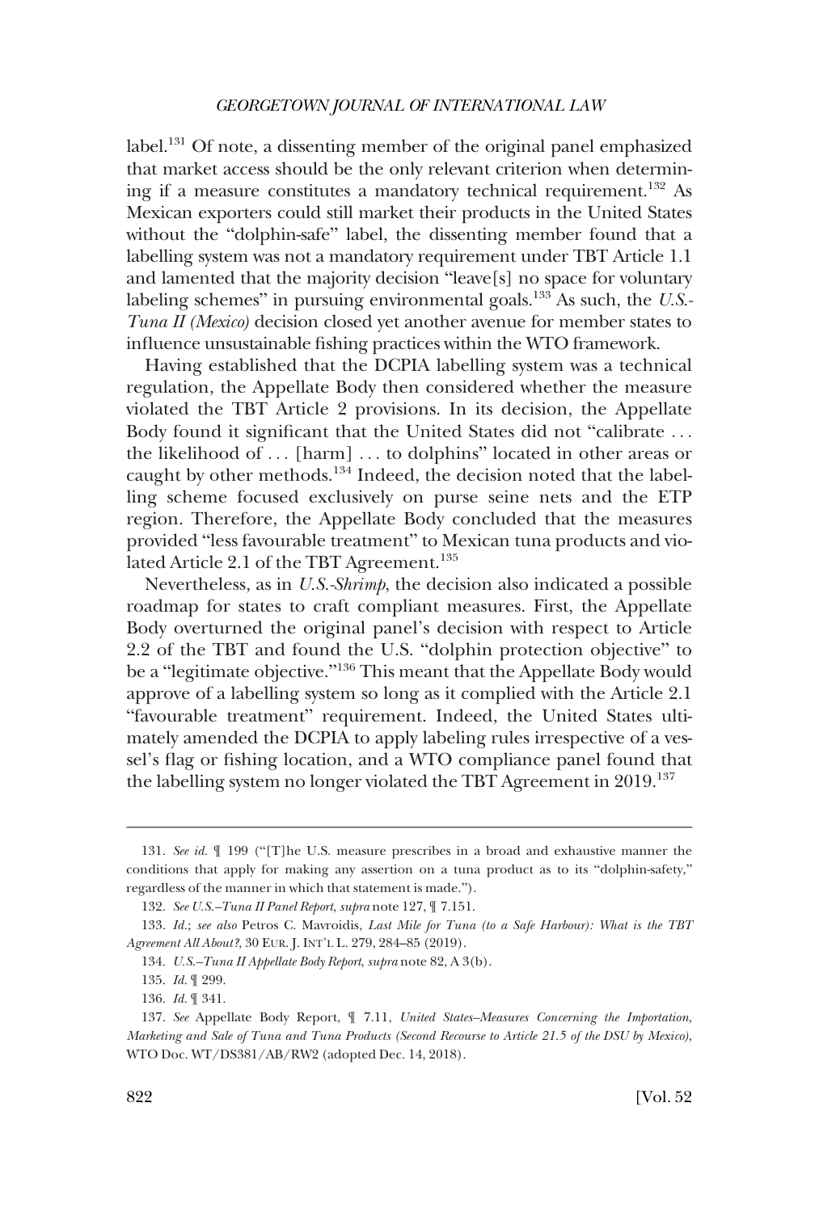label.[131] Of note, a dissenting member of the original panel emphasized that market access should be the only relevant criterion when determining if a measure constitutes a mandatory technical requirement.[132] As Mexican exporters could still market their products in the United States without the "dolphin-safe" label, the dissenting member found that a labelling system was not a mandatory requirement under TBT Article 1.1 and lamented that the majority decision "leave[s] no space for voluntary labeling schemes" in pursuing environmental goals.[133] As such, the *U.S.-Tuna II (Mexico)* decision closed yet another avenue for member states to influence unsustainable fishing practices within the WTO framework.

Having established that the DCPIA labelling system was a technical regulation, the Appellate Body then considered whether the measure violated the TBT Article 2 provisions. In its decision, the Appellate Body found it significant that the United States did not "calibrate . . . the likelihood of . . . [harm] . . . to dolphins" located in other areas or caught by other methods.[134] Indeed, the decision noted that the labelling scheme focused exclusively on purse seine nets and the ETP region. Therefore, the Appellate Body concluded that the measures provided "less favourable treatment" to Mexican tuna products and violated Article 2.1 of the TBT Agreement.[135]

Nevertheless, as in *U.S.-Shrimp*, the decision also indicated a possible roadmap for states to craft compliant measures. First, the Appellate Body overturned the original panel's decision with respect to Article 2.2 of the TBT and found the U.S. "dolphin protection objective" to be a "legitimate objective."[136] This meant that the Appellate Body would approve of a labelling system so long as it complied with the Article 2.1 "favourable treatment" requirement. Indeed, the United States ultimately amended the DCPIA to apply labeling rules irrespective of a vessel's flag or fishing location, and a WTO compliance panel found that the labelling system no longer violated the TBT Agreement in 2019.[137]

---

131. *See id.* ¶ 199 ("[T]he U.S. measure prescribes in a broad and exhaustive manner the conditions that apply for making any assertion on a tuna product as to its "dolphin-safety," regardless of the manner in which that statement is made.").

132. *See U.S.–Tuna II Panel Report*, *supra* note 127, ¶ 7.151.

133. *Id.*; *see also* Petros C. Mavroidis, *Last Mile for Tuna (to a Safe Harbour): What is the TBT Agreement All About?*, 30 EUR. J. INT'L L. 279, 284–85 (2019).

134. *U.S.–Tuna II Appellate Body Report*, *supra* note 82, A 3(b).

135. *Id.* ¶ 299.

136. *Id.* ¶ 341.

137. *See* Appellate Body Report, ¶ 7.11, *United States–Measures Concerning the Importation, Marketing and Sale of Tuna and Tuna Products (Second Recourse to Article 21.5 of the DSU by Mexico)*, WTO Doc. WT/DS381/AB/RW2 (adopted Dec. 14, 2018).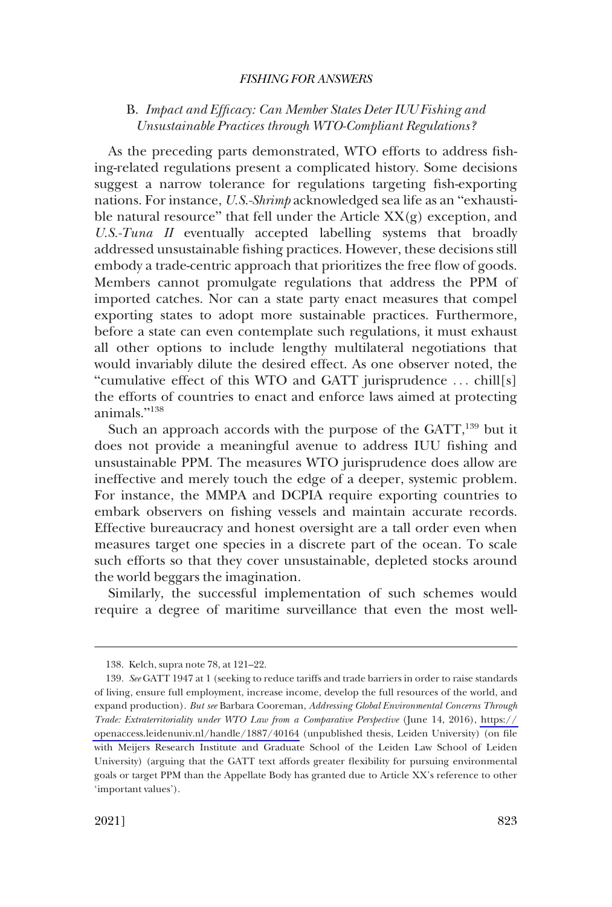### B. *Impact and Efficacy: Can Member States Deter IUU Fishing and Unsustainable Practices through WTO-Compliant Regulations?*

As the preceding parts demonstrated, WTO efforts to address fishing-related regulations present a complicated history. Some decisions suggest a narrow tolerance for regulations targeting fish-exporting nations. For instance, *U.S.-Shrimp* acknowledged sea life as an "exhaustible natural resource" that fell under the Article XX(g) exception, and *U.S.-Tuna II* eventually accepted labelling systems that broadly addressed unsustainable fishing practices. However, these decisions still embody a trade-centric approach that prioritizes the free flow of goods. Members cannot promulgate regulations that address the PPM of imported catches. Nor can a state party enact measures that compel exporting states to adopt more sustainable practices. Furthermore, before a state can even contemplate such regulations, it must exhaust all other options to include lengthy multilateral negotiations that would invariably dilute the desired effect. As one observer noted, the "cumulative effect of this WTO and GATT jurisprudence . . . chill[s] the efforts of countries to enact and enforce laws aimed at protecting animals."[138]

Such an approach accords with the purpose of the GATT,[139] but it does not provide a meaningful avenue to address IUU fishing and unsustainable PPM. The measures WTO jurisprudence does allow are ineffective and merely touch the edge of a deeper, systemic problem. For instance, the MMPA and DCPIA require exporting countries to embark observers on fishing vessels and maintain accurate records. Effective bureaucracy and honest oversight are a tall order even when measures target one species in a discrete part of the ocean. To scale such efforts so that they cover unsustainable, depleted stocks around the world beggars the imagination.

Similarly, the successful implementation of such schemes would require a degree of maritime surveillance that even the most well-

---

138. Kelch, supra note 78, at 121–22.

139. *See* GATT 1947 at 1 (seeking to reduce tariffs and trade barriers in order to raise standards of living, ensure full employment, increase income, develop the full resources of the world, and expand production). *But see* Barbara Cooreman, *Addressing Global Environmental Concerns Through Trade: Extraterritoriality under WTO Law from a Comparative Perspective* (June 14, 2016), https://openaccess.leidenuniv.nl/handle/1887/40164 (unpublished thesis, Leiden University) (on file with Meijers Research Institute and Graduate School of the Leiden Law School of Leiden University) (arguing that the GATT text affords greater flexibility for pursuing environmental goals or target PPM than the Appellate Body has granted due to Article XX's reference to other 'important values').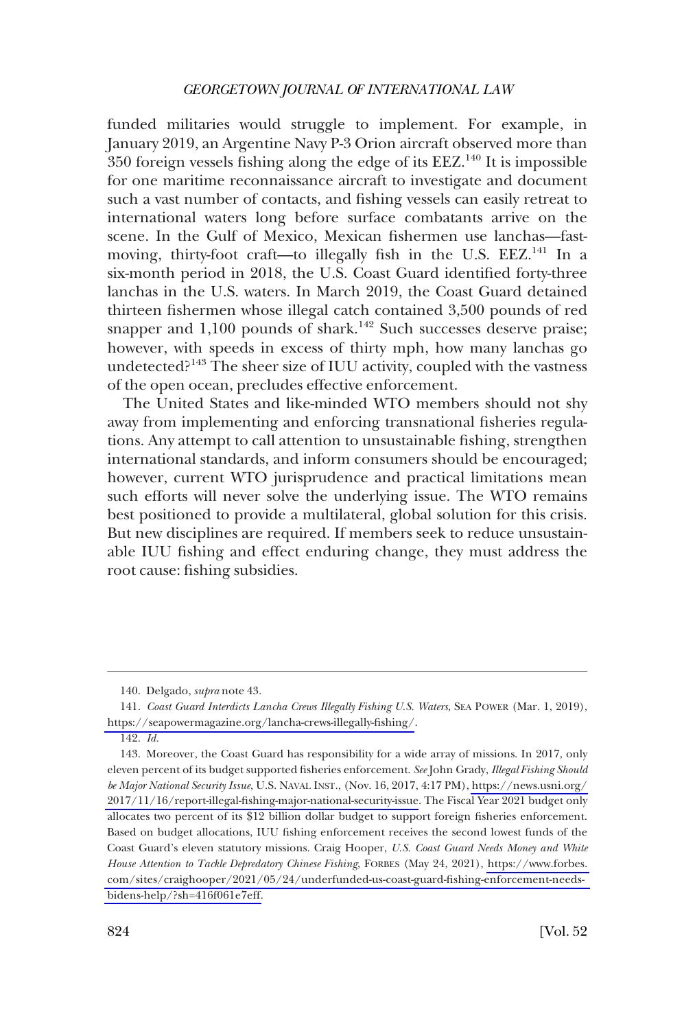funded militaries would struggle to implement. For example, in January 2019, an Argentine Navy P-3 Orion aircraft observed more than 350 foreign vessels fishing along the edge of its EEZ.[140] It is impossible for one maritime reconnaissance aircraft to investigate and document such a vast number of contacts, and fishing vessels can easily retreat to international waters long before surface combatants arrive on the scene. In the Gulf of Mexico, Mexican fishermen use lanchas—fast-moving, thirty-foot craft—to illegally fish in the U.S. EEZ.[141] In a six-month period in 2018, the U.S. Coast Guard identified forty-three lanchas in the U.S. waters. In March 2019, the Coast Guard detained thirteen fishermen whose illegal catch contained 3,500 pounds of red snapper and 1,100 pounds of shark.[142] Such successes deserve praise; however, with speeds in excess of thirty mph, how many lanchas go undetected?[143] The sheer size of IUU activity, coupled with the vastness of the open ocean, precludes effective enforcement.

The United States and like-minded WTO members should not shy away from implementing and enforcing transnational fisheries regulations. Any attempt to call attention to unsustainable fishing, strengthen international standards, and inform consumers should be encouraged; however, current WTO jurisprudence and practical limitations mean such efforts will never solve the underlying issue. The WTO remains best positioned to provide a multilateral, global solution for this crisis. But new disciplines are required. If members seek to reduce unsustainable IUU fishing and effect enduring change, they must address the root cause: fishing subsidies.

---

140. Delgado, *supra* note 43.

141. *Coast Guard Interdicts Lancha Crews Illegally Fishing U.S. Waters*, SEA POWER (Mar. 1, 2019), https://seapowermagazine.org/lancha-crews-illegally-fishing/.

142. *Id.*

143. Moreover, the Coast Guard has responsibility for a wide array of missions. In 2017, only eleven percent of its budget supported fisheries enforcement. *See* John Grady, *Illegal Fishing Should be Major National Security Issue*, U.S. NAVAL INST., (Nov. 16, 2017, 4:17 PM), https://news.usni.org/2017/11/16/report-illegal-fishing-major-national-security-issue. The Fiscal Year 2021 budget only allocates two percent of its $12 billion dollar budget to support foreign fisheries enforcement. Based on budget allocations, IUU fishing enforcement receives the second lowest funds of the Coast Guard's eleven statutory missions. Craig Hooper, *U.S. Coast Guard Needs Money and White House Attention to Tackle Depredatory Chinese Fishing*, FORBES (May 24, 2021), https://www.forbes.com/sites/craighooper/2021/05/24/underfunded-us-coast-guard-fishing-enforcement-needs-bidens-help/?sh=416f061e7eff.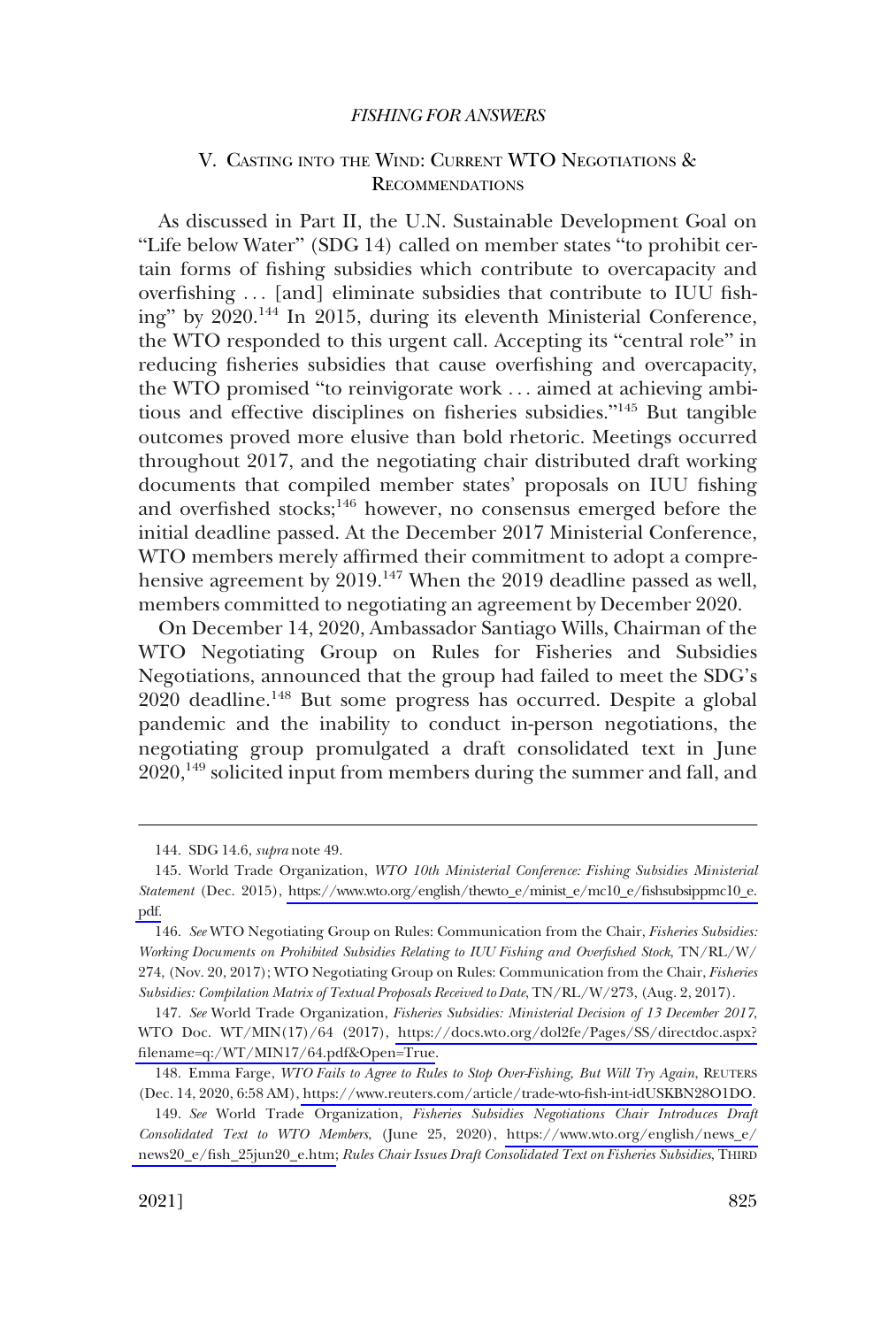## V. CASTING INTO THE WIND: CURRENT WTO NEGOTIATIONS & RECOMMENDATIONS

As discussed in Part II, the U.N. Sustainable Development Goal on "Life below Water" (SDG 14) called on member states "to prohibit certain forms of fishing subsidies which contribute to overcapacity and overfishing . . . [and] eliminate subsidies that contribute to IUU fishing" by 2020.[144] In 2015, during its eleventh Ministerial Conference, the WTO responded to this urgent call. Accepting its "central role" in reducing fisheries subsidies that cause overfishing and overcapacity, the WTO promised "to reinvigorate work . . . aimed at achieving ambitious and effective disciplines on fisheries subsidies."[145] But tangible outcomes proved more elusive than bold rhetoric. Meetings occurred throughout 2017, and the negotiating chair distributed draft working documents that compiled member states' proposals on IUU fishing and overfished stocks;[146] however, no consensus emerged before the initial deadline passed. At the December 2017 Ministerial Conference, WTO members merely affirmed their commitment to adopt a comprehensive agreement by 2019.[147] When the 2019 deadline passed as well, members committed to negotiating an agreement by December 2020.

On December 14, 2020, Ambassador Santiago Wills, Chairman of the WTO Negotiating Group on Rules for Fisheries and Subsidies Negotiations, announced that the group had failed to meet the SDG's 2020 deadline.[148] But some progress has occurred. Despite a global pandemic and the inability to conduct in-person negotiations, the negotiating group promulgated a draft consolidated text in June 2020,[149] solicited input from members during the summer and fall, and

---

144. SDG 14.6, *supra* note 49.

145. World Trade Organization, *WTO 10th Ministerial Conference: Fishing Subsidies Ministerial Statement* (Dec. 2015), https://www.wto.org/english/thewto_e/minist_e/mc10_e/fishsubsippmc10_e.pdf.

146. *See* WTO Negotiating Group on Rules: Communication from the Chair, *Fisheries Subsidies: Working Documents on Prohibited Subsidies Relating to IUU Fishing and Overfished Stock*, TN/RL/W/274, (Nov. 20, 2017); WTO Negotiating Group on Rules: Communication from the Chair, *Fisheries Subsidies: Compilation Matrix of Textual Proposals Received to Date*, TN/RL/W/273, (Aug. 2, 2017).

147. *See* World Trade Organization, *Fisheries Subsidies: Ministerial Decision of 13 December 2017*, WTO Doc. WT/MIN(17)/64 (2017), https://docs.wto.org/dol2fe/Pages/SS/directdoc.aspx?filename=q:/WT/MIN17/64.pdf&Open=True.

148. Emma Farge, *WTO Fails to Agree to Rules to Stop Over-Fishing, But Will Try Again*, REUTERS (Dec. 14, 2020, 6:58 AM), https://www.reuters.com/article/trade-wto-fish-int-idUSKBN28O1DO.

149. *See* World Trade Organization, *Fisheries Subsidies Negotiations Chair Introduces Draft Consolidated Text to WTO Members*, (June 25, 2020), https://www.wto.org/english/news_e/news20_e/fish_25jun20_e.htm; *Rules Chair Issues Draft Consolidated Text on Fisheries Subsidies*, THIRD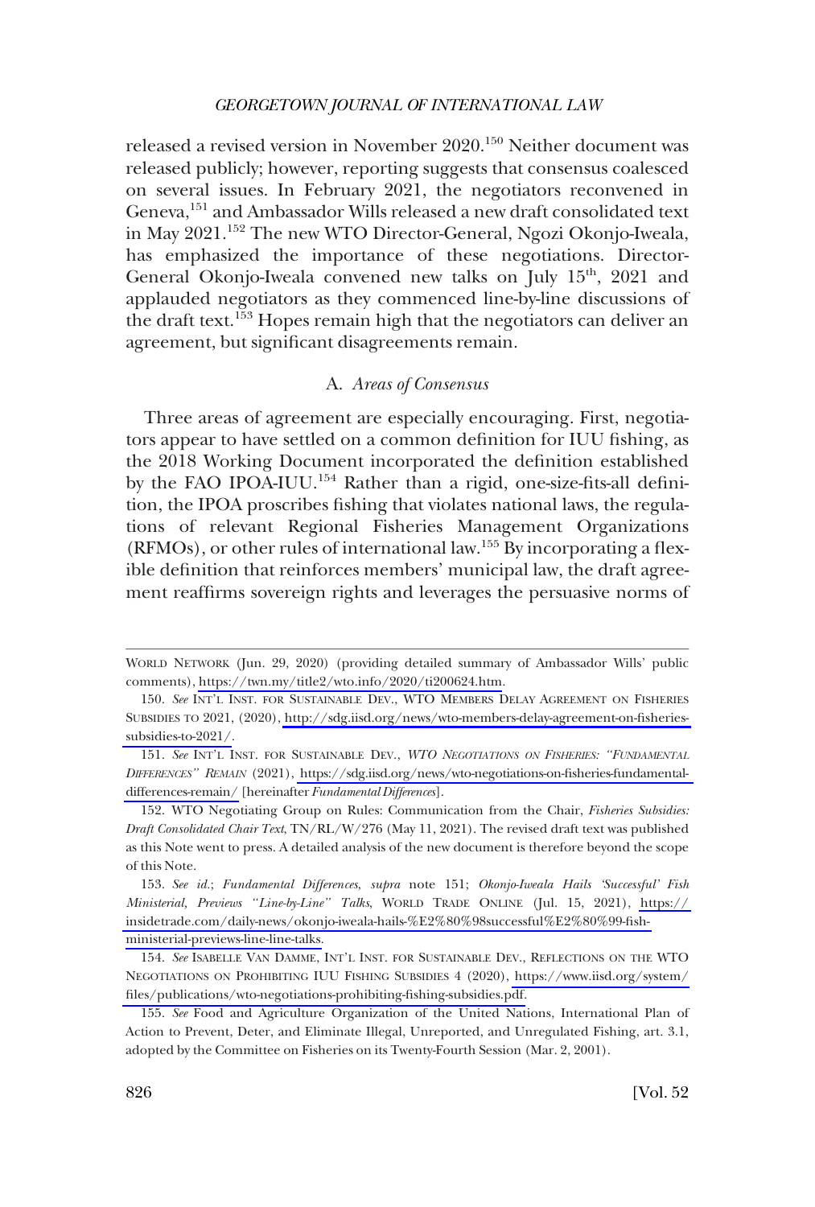released a revised version in November 2020.[150] Neither document was released publicly; however, reporting suggests that consensus coalesced on several issues. In February 2021, the negotiators reconvened in Geneva,[151] and Ambassador Wills released a new draft consolidated text in May 2021.[152] The new WTO Director-General, Ngozi Okonjo-Iweala, has emphasized the importance of these negotiations. Director-General Okonjo-Iweala convened new talks on July 15th, 2021 and applauded negotiators as they commenced line-by-line discussions of the draft text.[153] Hopes remain high that the negotiators can deliver an agreement, but significant disagreements remain.

### A. *Areas of Consensus*

Three areas of agreement are especially encouraging. First, negotiators appear to have settled on a common definition for IUU fishing, as the 2018 Working Document incorporated the definition established by the FAO IPOA-IUU.[154] Rather than a rigid, one-size-fits-all definition, the IPOA proscribes fishing that violates national laws, the regulations of relevant Regional Fisheries Management Organizations (RFMOs), or other rules of international law.[155] By incorporating a flexible definition that reinforces members' municipal law, the draft agreement reaffirms sovereign rights and leverages the persuasive norms of

---

WORLD NETWORK (Jun. 29, 2020) (providing detailed summary of Ambassador Wills' public comments), https://twn.my/title2/wto.info/2020/ti200624.htm.

150. *See* INT'L INST. FOR SUSTAINABLE DEV., WTO MEMBERS DELAY AGREEMENT ON FISHERIES SUBSIDIES TO 2021, (2020), http://sdg.iisd.org/news/wto-members-delay-agreement-on-fisheries-subsidies-to-2021/.

151. *See* INT'L INST. FOR SUSTAINABLE DEV., *WTO NEGOTIATIONS ON FISHERIES: "FUNDAMENTAL DIFFERENCES" REMAIN* (2021), https://sdg.iisd.org/news/wto-negotiations-on-fisheries-fundamental-differences-remain/ [hereinafter *Fundamental Differences*].

152. WTO Negotiating Group on Rules: Communication from the Chair, *Fisheries Subsidies: Draft Consolidated Chair Text*, TN/RL/W/276 (May 11, 2021). The revised draft text was published as this Note went to press. A detailed analysis of the new document is therefore beyond the scope of this Note.

153. *See id.*; *Fundamental Differences*, *supra* note 151; *Okonjo-Iweala Hails 'Successful' Fish Ministerial, Previews "Line-by-Line" Talks*, WORLD TRADE ONLINE (Jul. 15, 2021), https://insidetrade.com/daily-news/okonjo-iweala-hails-%E2%80%98successful%E2%80%99-fish-ministerial-previews-line-line-talks.

154. *See* ISABELLE VAN DAMME, INT'L INST. FOR SUSTAINABLE DEV., REFLECTIONS ON THE WTO NEGOTIATIONS ON PROHIBITING IUU FISHING SUBSIDIES 4 (2020), https://www.iisd.org/system/files/publications/wto-negotiations-prohibiting-fishing-subsidies.pdf.

155. *See* Food and Agriculture Organization of the United Nations, International Plan of Action to Prevent, Deter, and Eliminate Illegal, Unreported, and Unregulated Fishing, art. 3.1, adopted by the Committee on Fisheries on its Twenty-Fourth Session (Mar. 2, 2001).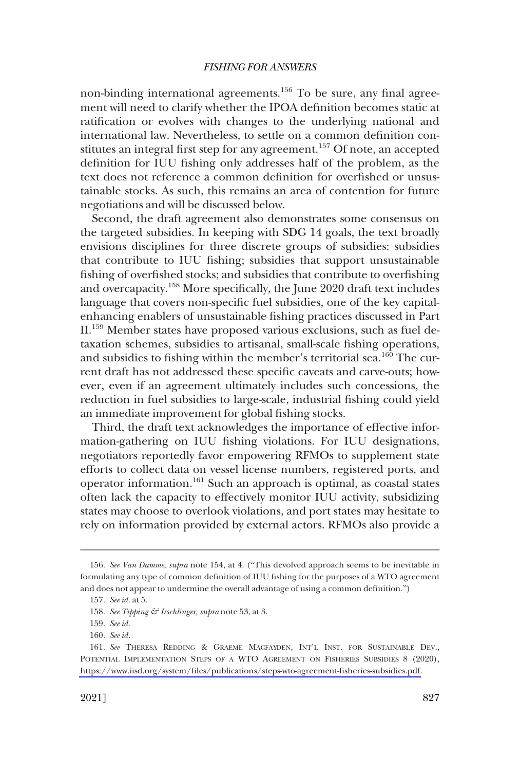non-binding international agreements.[156] To be sure, any final agreement will need to clarify whether the IPOA definition becomes static at ratification or evolves with changes to the underlying national and international law. Nevertheless, to settle on a common definition constitutes an integral first step for any agreement.[157] Of note, an accepted definition for IUU fishing only addresses half of the problem, as the text does not reference a common definition for overfished or unsustainable stocks. As such, this remains an area of contention for future negotiations and will be discussed below.

Second, the draft agreement also demonstrates some consensus on the targeted subsidies. In keeping with SDG 14 goals, the text broadly envisions disciplines for three discrete groups of subsidies: subsidies that contribute to IUU fishing; subsidies that support unsustainable fishing of overfished stocks; and subsidies that contribute to overfishing and overcapacity.[158] More specifically, the June 2020 draft text includes language that covers non-specific fuel subsidies, one of the key capital-enhancing enablers of unsustainable fishing practices discussed in Part II.[159] Member states have proposed various exclusions, such as fuel detaxation schemes, subsidies to artisanal, small-scale fishing operations, and subsidies to fishing within the member's territorial sea.[160] The current draft has not addressed these specific caveats and carve-outs; however, even if an agreement ultimately includes such concessions, the reduction in fuel subsidies to large-scale, industrial fishing could yield an immediate improvement for global fishing stocks.

Third, the draft text acknowledges the importance of effective information-gathering on IUU fishing violations. For IUU designations, negotiators reportedly favor empowering RFMOs to supplement state efforts to collect data on vessel license numbers, registered ports, and operator information.[161] Such an approach is optimal, as coastal states often lack the capacity to effectively monitor IUU activity, subsidizing states may choose to overlook violations, and port states may hesitate to rely on information provided by external actors. RFMOs also provide a

---

156. *See Van Damme*, *supra* note 154, at 4. ("This devolved approach seems to be inevitable in formulating any type of common definition of IUU fishing for the purposes of a WTO agreement and does not appear to undermine the overall advantage of using a common definition.")

157. *See id.* at 5.

158. *See Tipping & Irschlinger*, *supra* note 53, at 3.

159. *See id.*

160. *See id.*

161. *See* THERESA REDDING & GRAEME MACFAYDEN, INT'L INST. FOR SUSTAINABLE DEV., POTENTIAL IMPLEMENTATION STEPS OF A WTO AGREEMENT ON FISHERIES SUBSIDIES 8 (2020), https://www.iisd.org/system/files/publications/steps-wto-agreement-fisheries-subsidies.pdf.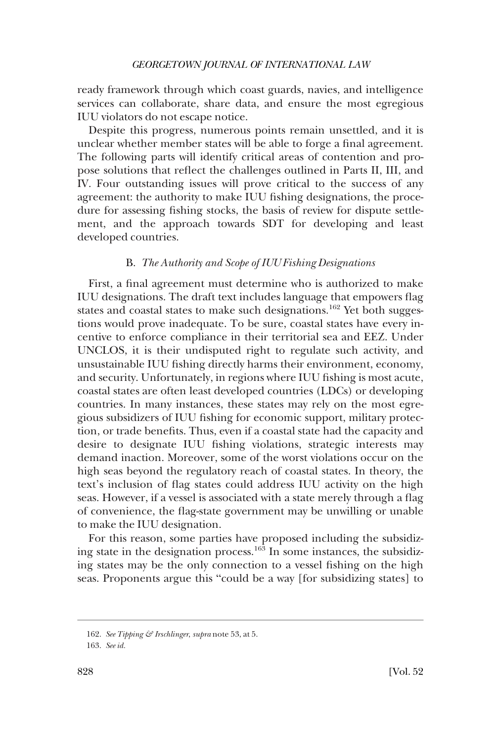ready framework through which coast guards, navies, and intelligence services can collaborate, share data, and ensure the most egregious IUU violators do not escape notice.

Despite this progress, numerous points remain unsettled, and it is unclear whether member states will be able to forge a final agreement. The following parts will identify critical areas of contention and propose solutions that reflect the challenges outlined in Parts II, III, and IV. Four outstanding issues will prove critical to the success of any agreement: the authority to make IUU fishing designations, the procedure for assessing fishing stocks, the basis of review for dispute settlement, and the approach towards SDT for developing and least developed countries.

### B. *The Authority and Scope of IUU Fishing Designations*

First, a final agreement must determine who is authorized to make IUU designations. The draft text includes language that empowers flag states and coastal states to make such designations.[162] Yet both suggestions would prove inadequate. To be sure, coastal states have every incentive to enforce compliance in their territorial sea and EEZ. Under UNCLOS, it is their undisputed right to regulate such activity, and unsustainable IUU fishing directly harms their environment, economy, and security. Unfortunately, in regions where IUU fishing is most acute, coastal states are often least developed countries (LDCs) or developing countries. In many instances, these states may rely on the most egregious subsidizers of IUU fishing for economic support, military protection, or trade benefits. Thus, even if a coastal state had the capacity and desire to designate IUU fishing violations, strategic interests may demand inaction. Moreover, some of the worst violations occur on the high seas beyond the regulatory reach of coastal states. In theory, the text's inclusion of flag states could address IUU activity on the high seas. However, if a vessel is associated with a state merely through a flag of convenience, the flag-state government may be unwilling or unable to make the IUU designation.

For this reason, some parties have proposed including the subsidizing state in the designation process.[163] In some instances, the subsidizing states may be the only connection to a vessel fishing on the high seas. Proponents argue this "could be a way [for subsidizing states] to

---

162. *See Tipping & Irschlinger*, *supra* note 53, at 5.

163. *See id.*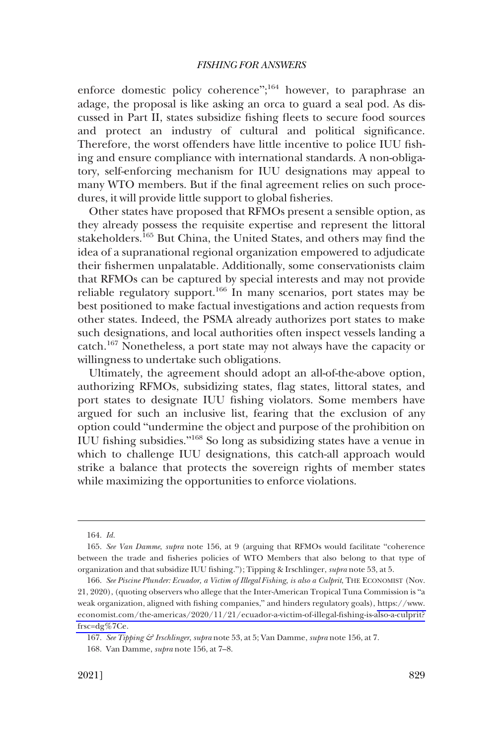enforce domestic policy coherence";[164] however, to paraphrase an adage, the proposal is like asking an orca to guard a seal pod. As discussed in Part II, states subsidize fishing fleets to secure food sources and protect an industry of cultural and political significance. Therefore, the worst offenders have little incentive to police IUU fishing and ensure compliance with international standards. A non-obligatory, self-enforcing mechanism for IUU designations may appeal to many WTO members. But if the final agreement relies on such procedures, it will provide little support to global fisheries.

Other states have proposed that RFMOs present a sensible option, as they already possess the requisite expertise and represent the littoral stakeholders.[165] But China, the United States, and others may find the idea of a supranational regional organization empowered to adjudicate their fishermen unpalatable. Additionally, some conservationists claim that RFMOs can be captured by special interests and may not provide reliable regulatory support.[166] In many scenarios, port states may be best positioned to make factual investigations and action requests from other states. Indeed, the PSMA already authorizes port states to make such designations, and local authorities often inspect vessels landing a catch.[167] Nonetheless, a port state may not always have the capacity or willingness to undertake such obligations.

Ultimately, the agreement should adopt an all-of-the-above option, authorizing RFMOs, subsidizing states, flag states, littoral states, and port states to designate IUU fishing violators. Some members have argued for such an inclusive list, fearing that the exclusion of any option could "undermine the object and purpose of the prohibition on IUU fishing subsidies."[168] So long as subsidizing states have a venue in which to challenge IUU designations, this catch-all approach would strike a balance that protects the sovereign rights of member states while maximizing the opportunities to enforce violations.

---

164. *Id.*

165. *See Van Damme*, *supra* note 156, at 9 (arguing that RFMOs would facilitate "coherence between the trade and fisheries policies of WTO Members that also belong to that type of organization and that subsidize IUU fishing."); Tipping & Irschlinger, *supra* note 53, at 5.

166. *See Piscine Plunder: Ecuador, a Victim of Illegal Fishing, is also a Culprit*, THE ECONOMIST (Nov. 21, 2020), (quoting observers who allege that the Inter-American Tropical Tuna Commission is "a weak organization, aligned with fishing companies," and hinders regulatory goals), https://www.economist.com/the-americas/2020/11/21/ecuador-a-victim-of-illegal-fishing-is-also-a-culprit?frsc=dg%7Ce.

167. *See Tipping & Irschlinger*, *supra* note 53, at 5; Van Damme, *supra* note 156, at 7.

168. Van Damme, *supra* note 156, at 7–8.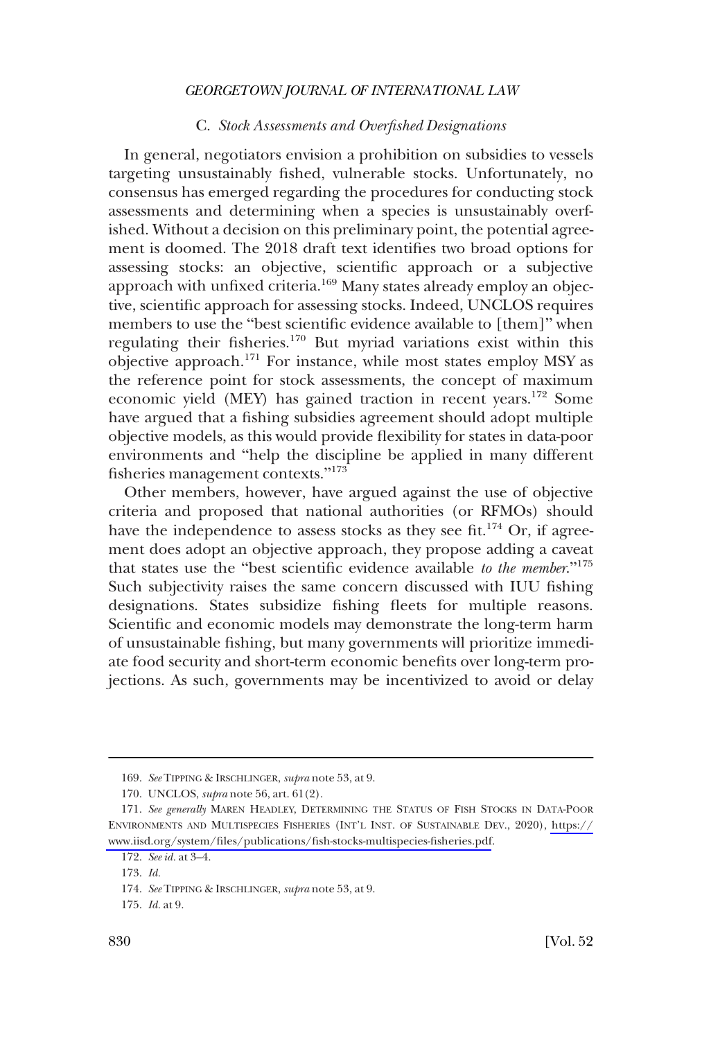### C. *Stock Assessments and Overfished Designations*

In general, negotiators envision a prohibition on subsidies to vessels targeting unsustainably fished, vulnerable stocks. Unfortunately, no consensus has emerged regarding the procedures for conducting stock assessments and determining when a species is unsustainably overfished. Without a decision on this preliminary point, the potential agreement is doomed. The 2018 draft text identifies two broad options for assessing stocks: an objective, scientific approach or a subjective approach with unfixed criteria.[169] Many states already employ an objective, scientific approach for assessing stocks. Indeed, UNCLOS requires members to use the "best scientific evidence available to [them]" when regulating their fisheries.[170] But myriad variations exist within this objective approach.[171] For instance, while most states employ MSY as the reference point for stock assessments, the concept of maximum economic yield (MEY) has gained traction in recent years.[172] Some have argued that a fishing subsidies agreement should adopt multiple objective models, as this would provide flexibility for states in data-poor environments and "help the discipline be applied in many different fisheries management contexts."[173]

Other members, however, have argued against the use of objective criteria and proposed that national authorities (or RFMOs) should have the independence to assess stocks as they see fit.[174] Or, if agreement does adopt an objective approach, they propose adding a caveat that states use the "best scientific evidence available *to the member*."[175] Such subjectivity raises the same concern discussed with IUU fishing designations. States subsidize fishing fleets for multiple reasons. Scientific and economic models may demonstrate the long-term harm of unsustainable fishing, but many governments will prioritize immediate food security and short-term economic benefits over long-term projections. As such, governments may be incentivized to avoid or delay

---

169. *See* TIPPING & IRSCHLINGER, *supra* note 53, at 9.

170. UNCLOS, *supra* note 56, art. 61(2).

171. *See generally* MAREN HEADLEY, DETERMINING THE STATUS OF FISH STOCKS IN DATA-POOR ENVIRONMENTS AND MULTISPECIES FISHERIES (INT'L INST. OF SUSTAINABLE DEV., 2020), https://www.iisd.org/system/files/publications/fish-stocks-multispecies-fisheries.pdf.

172. *See id.* at 3–4.

173. *Id.*

174. *See* TIPPING & IRSCHLINGER, *supra* note 53, at 9.

175. *Id.* at 9.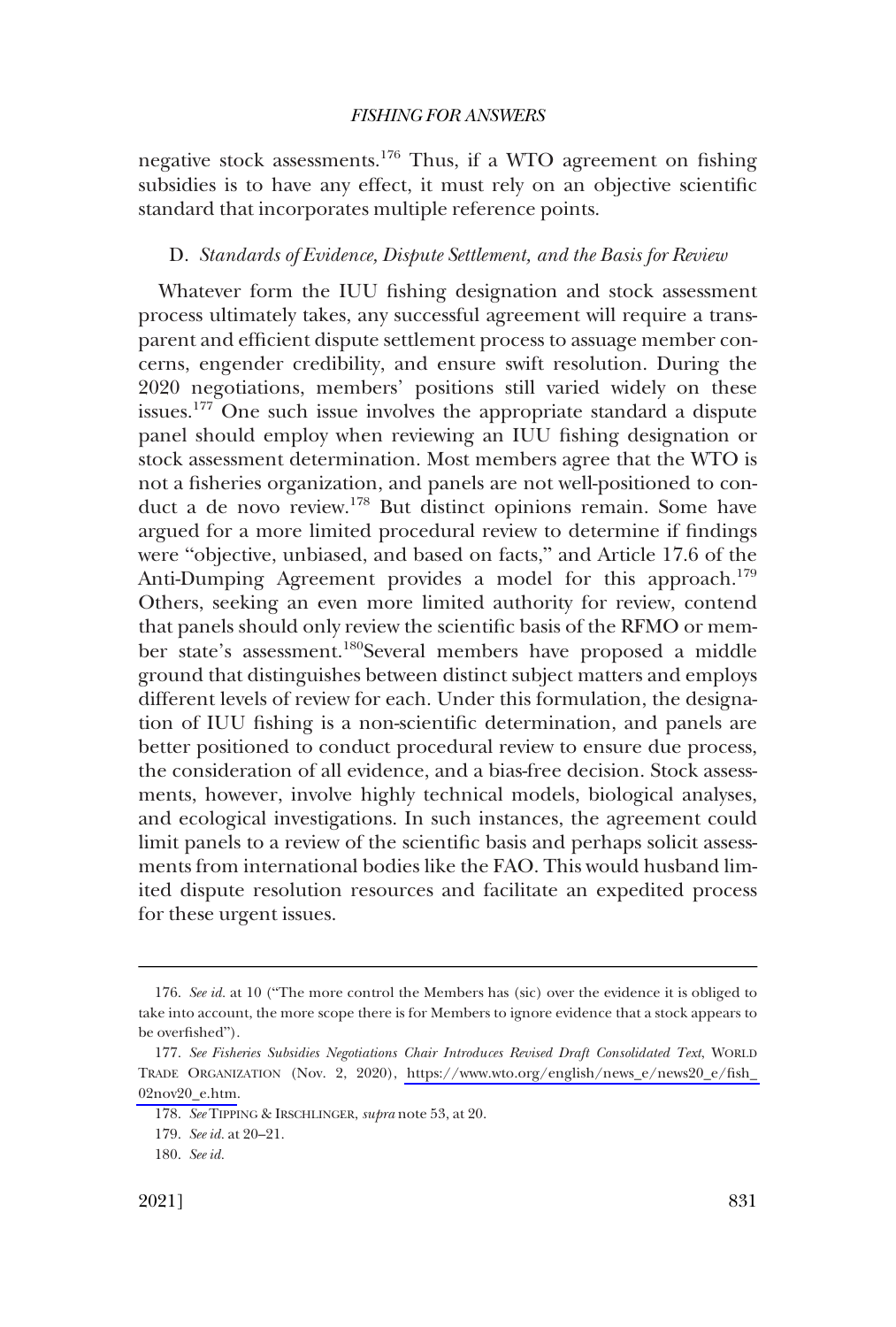negative stock assessments.[176] Thus, if a WTO agreement on fishing subsidies is to have any effect, it must rely on an objective scientific standard that incorporates multiple reference points.

### D. *Standards of Evidence, Dispute Settlement, and the Basis for Review*

Whatever form the IUU fishing designation and stock assessment process ultimately takes, any successful agreement will require a transparent and efficient dispute settlement process to assuage member concerns, engender credibility, and ensure swift resolution. During the 2020 negotiations, members' positions still varied widely on these issues.[177] One such issue involves the appropriate standard a dispute panel should employ when reviewing an IUU fishing designation or stock assessment determination. Most members agree that the WTO is not a fisheries organization, and panels are not well-positioned to conduct a de novo review.[178] But distinct opinions remain. Some have argued for a more limited procedural review to determine if findings were "objective, unbiased, and based on facts," and Article 17.6 of the Anti-Dumping Agreement provides a model for this approach.[179] Others, seeking an even more limited authority for review, contend that panels should only review the scientific basis of the RFMO or member state's assessment.[180]Several members have proposed a middle ground that distinguishes between distinct subject matters and employs different levels of review for each. Under this formulation, the designation of IUU fishing is a non-scientific determination, and panels are better positioned to conduct procedural review to ensure due process, the consideration of all evidence, and a bias-free decision. Stock assessments, however, involve highly technical models, biological analyses, and ecological investigations. In such instances, the agreement could limit panels to a review of the scientific basis and perhaps solicit assessments from international bodies like the FAO. This would husband limited dispute resolution resources and facilitate an expedited process for these urgent issues.

---

176. *See id.* at 10 ("The more control the Members has (sic) over the evidence it is obliged to take into account, the more scope there is for Members to ignore evidence that a stock appears to be overfished").

177. *See Fisheries Subsidies Negotiations Chair Introduces Revised Draft Consolidated Text*, WORLD TRADE ORGANIZATION (Nov. 2, 2020), https://www.wto.org/english/news_e/news20_e/fish_02nov20_e.htm.

178. *See* TIPPING & IRSCHLINGER, *supra* note 53, at 20.

179. *See id.* at 20–21.

180. *See id.*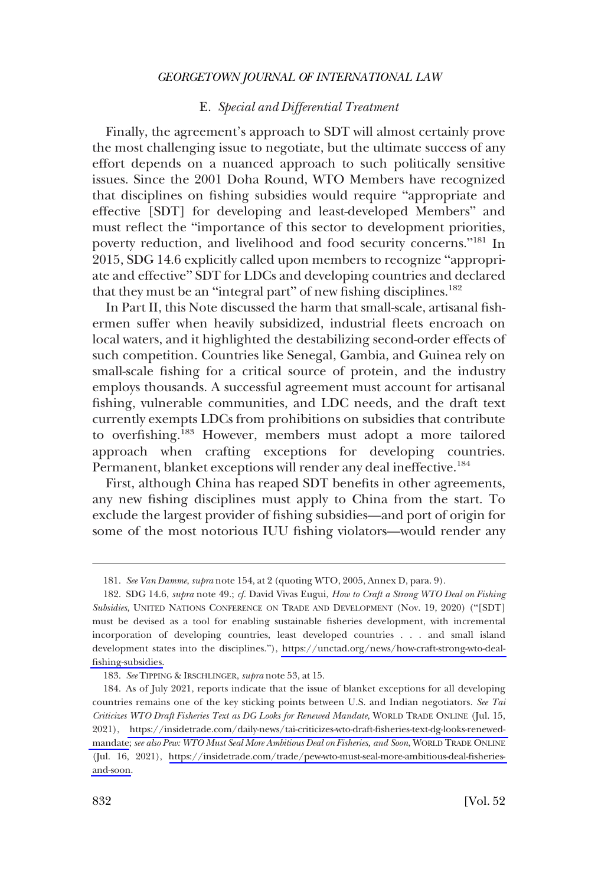### E. *Special and Differential Treatment*

Finally, the agreement's approach to SDT will almost certainly prove the most challenging issue to negotiate, but the ultimate success of any effort depends on a nuanced approach to such politically sensitive issues. Since the 2001 Doha Round, WTO Members have recognized that disciplines on fishing subsidies would require "appropriate and effective [SDT] for developing and least-developed Members" and must reflect the "importance of this sector to development priorities, poverty reduction, and livelihood and food security concerns."[181] In 2015, SDG 14.6 explicitly called upon members to recognize "appropriate and effective" SDT for LDCs and developing countries and declared that they must be an "integral part" of new fishing disciplines.[182]

In Part II, this Note discussed the harm that small-scale, artisanal fishermen suffer when heavily subsidized, industrial fleets encroach on local waters, and it highlighted the destabilizing second-order effects of such competition. Countries like Senegal, Gambia, and Guinea rely on small-scale fishing for a critical source of protein, and the industry employs thousands. A successful agreement must account for artisanal fishing, vulnerable communities, and LDC needs, and the draft text currently exempts LDCs from prohibitions on subsidies that contribute to overfishing.[183] However, members must adopt a more tailored approach when crafting exceptions for developing countries. Permanent, blanket exceptions will render any deal ineffective.[184]

First, although China has reaped SDT benefits in other agreements, any new fishing disciplines must apply to China from the start. To exclude the largest provider of fishing subsidies—and port of origin for some of the most notorious IUU fishing violators—would render any

---

181. *See Van Damme*, *supra* note 154, at 2 (quoting WTO, 2005, Annex D, para. 9).

182. SDG 14.6, *supra* note 49.; *cf.* David Vivas Eugui, *How to Craft a Strong WTO Deal on Fishing Subsidies*, UNITED NATIONS CONFERENCE ON TRADE AND DEVELOPMENT (Nov. 19, 2020) ("[SDT] must be devised as a tool for enabling sustainable fisheries development, with incremental incorporation of developing countries, least developed countries . . . and small island development states into the disciplines."), https://unctad.org/news/how-craft-strong-wto-deal-fishing-subsidies.

183. *See* TIPPING & IRSCHLINGER, *supra* note 53, at 15.

184. As of July 2021, reports indicate that the issue of blanket exceptions for all developing countries remains one of the key sticking points between U.S. and Indian negotiators. *See Tai Criticizes WTO Draft Fisheries Text as DG Looks for Renewed Mandate*, WORLD TRADE ONLINE (Jul. 15, 2021), https://insidetrade.com/daily-news/tai-criticizes-wto-draft-fisheries-text-dg-looks-renewed-mandate; *see also Pew: WTO Must Seal More Ambitious Deal on Fisheries, and Soon*, WORLD TRADE ONLINE (Jul. 16, 2021), https://insidetrade.com/trade/pew-wto-must-seal-more-ambitious-deal-fisheries-and-soon.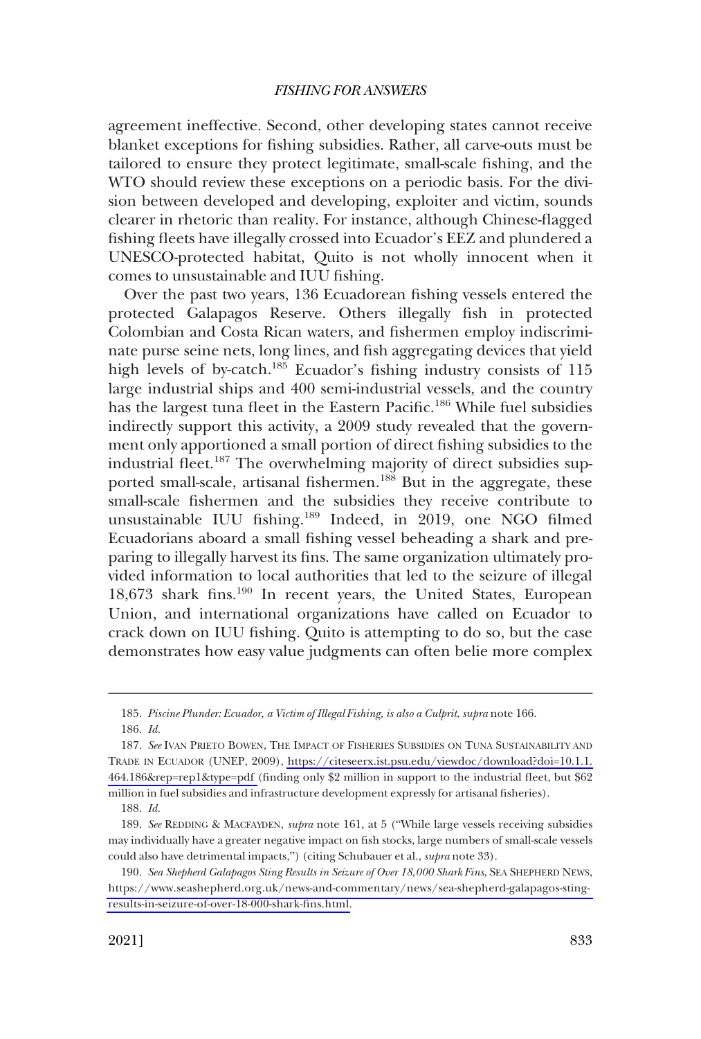agreement ineffective. Second, other developing states cannot receive blanket exceptions for fishing subsidies. Rather, all carve-outs must be tailored to ensure they protect legitimate, small-scale fishing, and the WTO should review these exceptions on a periodic basis. For the division between developed and developing, exploiter and victim, sounds clearer in rhetoric than reality. For instance, although Chinese-flagged fishing fleets have illegally crossed into Ecuador's EEZ and plundered a UNESCO-protected habitat, Quito is not wholly innocent when it comes to unsustainable and IUU fishing.

Over the past two years, 136 Ecuadorean fishing vessels entered the protected Galapagos Reserve. Others illegally fish in protected Colombian and Costa Rican waters, and fishermen employ indiscriminate purse seine nets, long lines, and fish aggregating devices that yield high levels of by-catch.[185] Ecuador's fishing industry consists of 115 large industrial ships and 400 semi-industrial vessels, and the country has the largest tuna fleet in the Eastern Pacific.[186] While fuel subsidies indirectly support this activity, a 2009 study revealed that the government only apportioned a small portion of direct fishing subsidies to the industrial fleet.[187] The overwhelming majority of direct subsidies supported small-scale, artisanal fishermen.[188] But in the aggregate, these small-scale fishermen and the subsidies they receive contribute to unsustainable IUU fishing.[189] Indeed, in 2019, one NGO filmed Ecuadorians aboard a small fishing vessel beheading a shark and preparing to illegally harvest its fins. The same organization ultimately provided information to local authorities that led to the seizure of illegal 18,673 shark fins.[190] In recent years, the United States, European Union, and international organizations have called on Ecuador to crack down on IUU fishing. Quito is attempting to do so, but the case demonstrates how easy value judgments can often belie more complex

---

185. *Piscine Plunder: Ecuador, a Victim of Illegal Fishing, is also a Culprit*, *supra* note 166.

186. *Id.*

187. *See* IVAN PRIETO BOWEN, THE IMPACT OF FISHERIES SUBSIDIES ON TUNA SUSTAINABILITY AND TRADE IN ECUADOR (UNEP, 2009), https://citeseerx.ist.psu.edu/viewdoc/download?doi=10.1.1.464.186&rep=rep1&type=pdf (finding only $2 million in support to the industrial fleet, but $62 million in fuel subsidies and infrastructure development expressly for artisanal fisheries).

188. *Id.*

189. *See* REDDING & MACFAYDEN, *supra* note 161, at 5 ("While large vessels receiving subsidies may individually have a greater negative impact on fish stocks, large numbers of small-scale vessels could also have detrimental impacts,") (citing Schubauer et al., *supra* note 33).

190. *Sea Shepherd Galapagos Sting Results in Seizure of Over 18,000 Shark Fins*, SEA SHEPHERD NEWS, https://www.seashepherd.org.uk/news-and-commentary/news/sea-shepherd-galapagos-sting-results-in-seizure-of-over-18-000-shark-fins.html.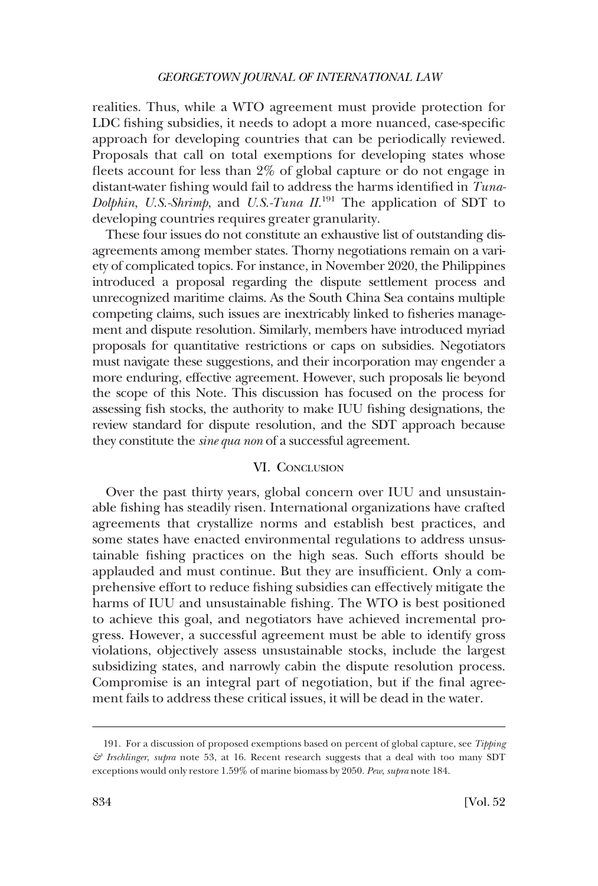realities. Thus, while a WTO agreement must provide protection for LDC fishing subsidies, it needs to adopt a more nuanced, case-specific approach for developing countries that can be periodically reviewed. Proposals that call on total exemptions for developing states whose fleets account for less than 2% of global capture or do not engage in distant-water fishing would fail to address the harms identified in *Tuna-Dolphin*, *U.S.-Shrimp*, and *U.S.-Tuna II*.[191] The application of SDT to developing countries requires greater granularity.

These four issues do not constitute an exhaustive list of outstanding disagreements among member states. Thorny negotiations remain on a variety of complicated topics. For instance, in November 2020, the Philippines introduced a proposal regarding the dispute settlement process and unrecognized maritime claims. As the South China Sea contains multiple competing claims, such issues are inextricably linked to fisheries management and dispute resolution. Similarly, members have introduced myriad proposals for quantitative restrictions or caps on subsidies. Negotiators must navigate these suggestions, and their incorporation may engender a more enduring, effective agreement. However, such proposals lie beyond the scope of this Note. This discussion has focused on the process for assessing fish stocks, the authority to make IUU fishing designations, the review standard for dispute resolution, and the SDT approach because they constitute the *sine qua non* of a successful agreement.

## VI. Conclusion

Over the past thirty years, global concern over IUU and unsustainable fishing has steadily risen. International organizations have crafted agreements that crystallize norms and establish best practices, and some states have enacted environmental regulations to address unsustainable fishing practices on the high seas. Such efforts should be applauded and must continue. But they are insufficient. Only a comprehensive effort to reduce fishing subsidies can effectively mitigate the harms of IUU and unsustainable fishing. The WTO is best positioned to achieve this goal, and negotiators have achieved incremental progress. However, a successful agreement must be able to identify gross violations, objectively assess unsustainable stocks, include the largest subsidizing states, and narrowly cabin the dispute resolution process. Compromise is an integral part of negotiation, but if the final agreement fails to address these critical issues, it will be dead in the water.

191. For a discussion of proposed exemptions based on percent of global capture, see *Tipping & Irschlinger*, *supra* note 53, at 16. Recent research suggests that a deal with too many SDT exceptions would only restore 1.59% of marine biomass by 2050. *Pew*, *supra* note 184.